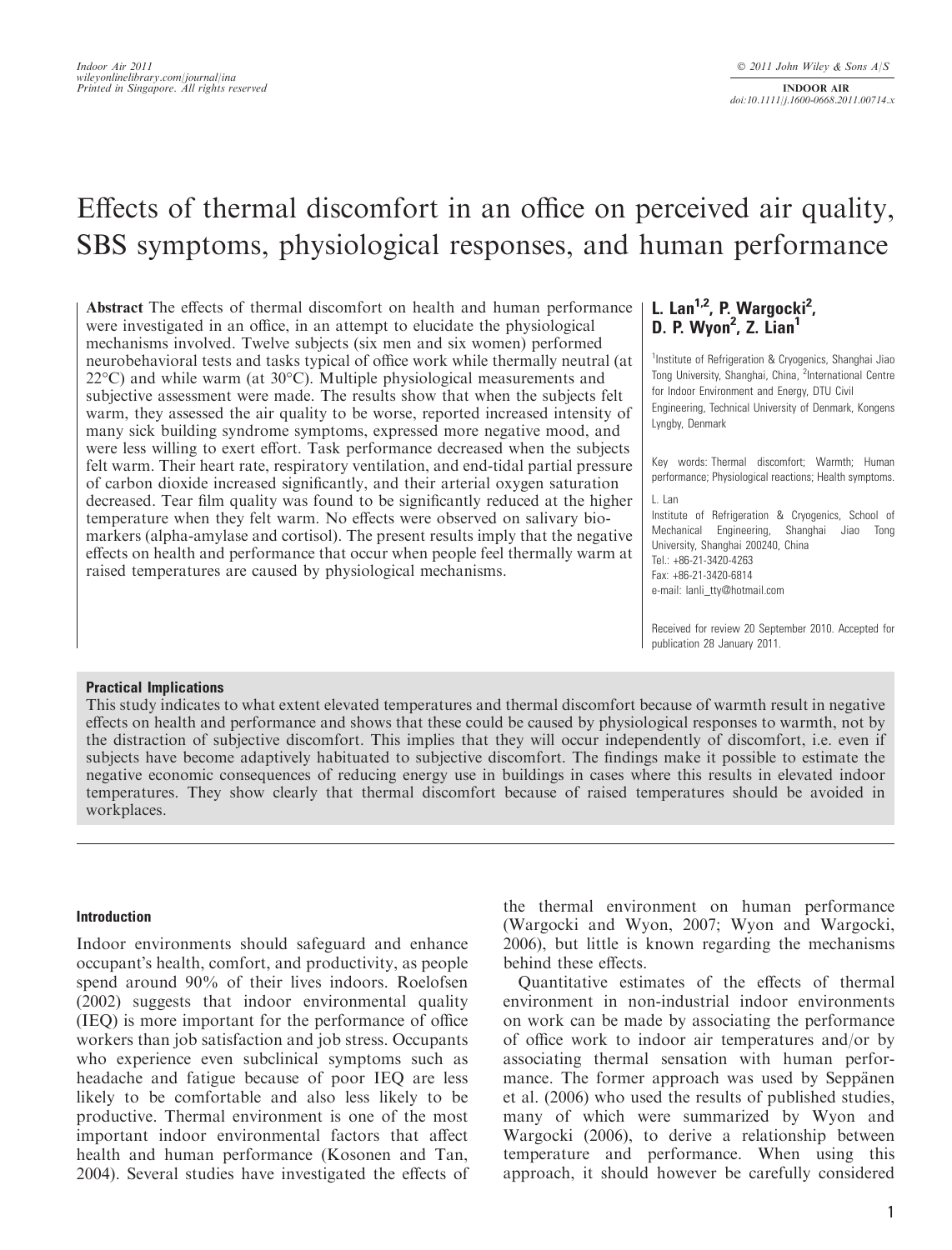# Effects of thermal discomfort in an office on perceived air quality, SBS symptoms, physiological responses, and human performance

**L. Lan[1,2], P. Wargocki[2], D. P. Wyon[2], Z. Lian[1]**

[1]Institute of Refrigeration & Cryogenics, Shanghai Jiao Tong University, Shanghai, China, [2]International Centre for Indoor Environment and Energy, DTU Civil Engineering, Technical University of Denmark, Kongens Lyngby, Denmark

**Abstract** The effects of thermal discomfort on health and human performance were investigated in an office, in an attempt to elucidate the physiological mechanisms involved. Twelve subjects (six men and six women) performed neurobehavioral tests and tasks typical of office work while thermally neutral (at 22°C) and while warm (at 30°C). Multiple physiological measurements and subjective assessment were made. The results show that when the subjects felt warm, they assessed the air quality to be worse, reported increased intensity of many sick building syndrome symptoms, expressed more negative mood, and were less willing to exert effort. Task performance decreased when the subjects felt warm. Their heart rate, respiratory ventilation, and end-tidal partial pressure of carbon dioxide increased significantly, and their arterial oxygen saturation decreased. Tear film quality was found to be significantly reduced at the higher temperature when they felt warm. No effects were observed on salivary biomarkers (alpha-amylase and cortisol). The present results imply that the negative effects on health and performance that occur when people feel thermally warm at raised temperatures are caused by physiological mechanisms.

Key words: Thermal discomfort; Warmth; Human performance; Physiological reactions; Health symptoms.

L. Lan
Institute of Refrigeration & Cryogenics, School of Mechanical Engineering, Shanghai Jiao Tong University, Shanghai 200240, China
Tel.: +86-21-3420-4263
Fax: +86-21-3420-6814
e-mail: lanli_tty@hotmail.com

Received for review 20 September 2010. Accepted for publication 28 January 2011.

**Practical Implications**

This study indicates to what extent elevated temperatures and thermal discomfort because of warmth result in negative effects on health and performance and shows that these could be caused by physiological responses to warmth, not by the distraction of subjective discomfort. This implies that they will occur independently of discomfort, i.e. even if subjects have become adaptively habituated to subjective discomfort. The findings make it possible to estimate the negative economic consequences of reducing energy use in buildings in cases where this results in elevated indoor temperatures. They show clearly that thermal discomfort because of raised temperatures should be avoided in workplaces.

## Introduction

Indoor environments should safeguard and enhance occupant's health, comfort, and productivity, as people spend around 90% of their lives indoors. Roelofsen (2002) suggests that indoor environmental quality (IEQ) is more important for the performance of office workers than job satisfaction and job stress. Occupants who experience even subclinical symptoms such as headache and fatigue because of poor IEQ are less likely to be comfortable and also less likely to be productive. Thermal environment is one of the most important indoor environmental factors that affect health and human performance (Kosonen and Tan, 2004). Several studies have investigated the effects of the thermal environment on human performance (Wargocki and Wyon, 2007; Wyon and Wargocki, 2006), but little is known regarding the mechanisms behind these effects.

Quantitative estimates of the effects of thermal environment in non-industrial indoor environments on work can be made by associating the performance of office work to indoor air temperatures and/or by associating thermal sensation with human performance. The former approach was used by Seppänen et al. (2006) who used the results of published studies, many of which were summarized by Wyon and Wargocki (2006), to derive a relationship between temperature and performance. When using this approach, it should however be carefully considered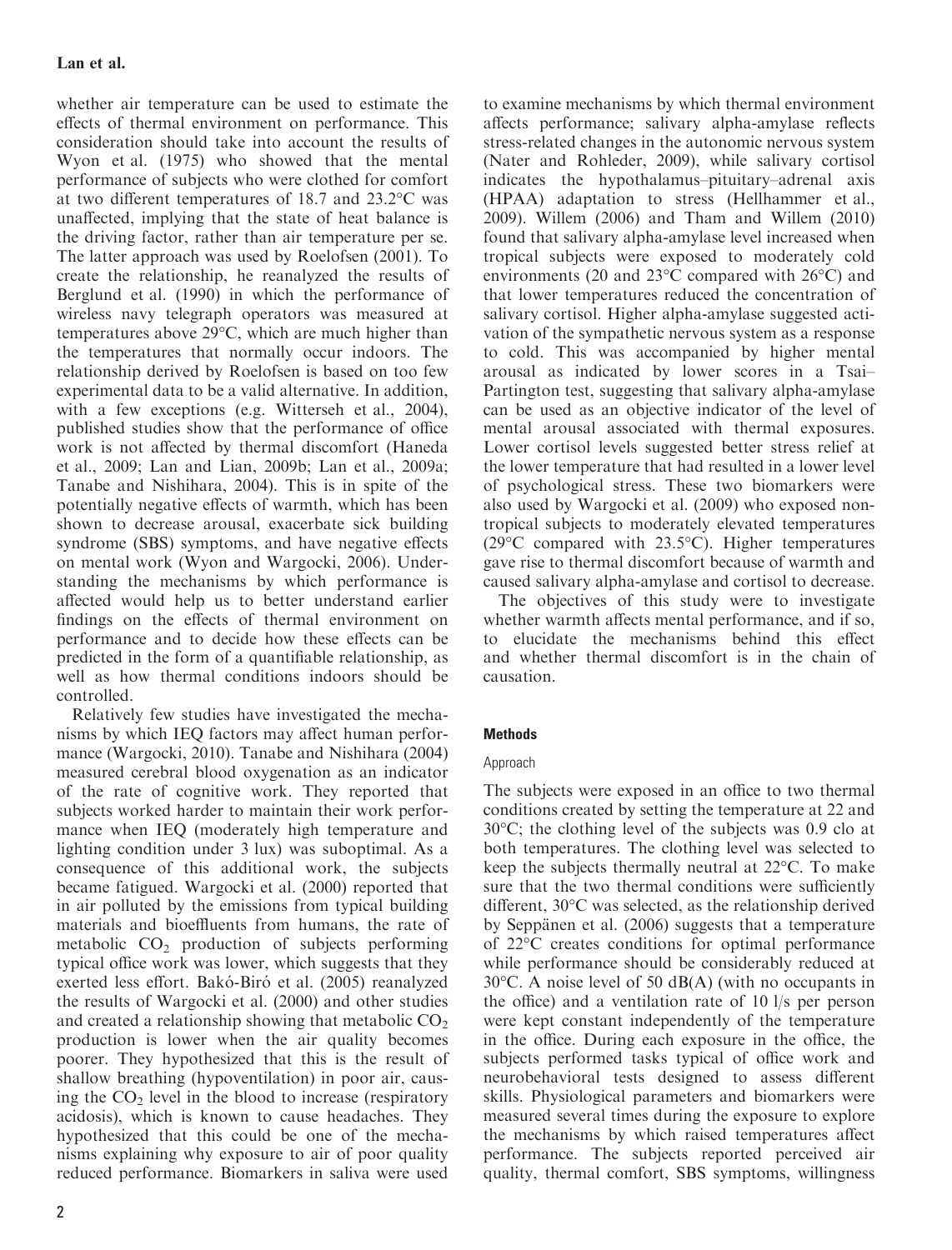whether air temperature can be used to estimate the effects of thermal environment on performance. This consideration should take into account the results of Wyon et al. (1975) who showed that the mental performance of subjects who were clothed for comfort at two different temperatures of 18.7 and 23.2°C was unaffected, implying that the state of heat balance is the driving factor, rather than air temperature per se. The latter approach was used by Roelofsen (2001). To create the relationship, he reanalyzed the results of Berglund et al. (1990) in which the performance of wireless navy telegraph operators was measured at temperatures above 29°C, which are much higher than the temperatures that normally occur indoors. The relationship derived by Roelofsen is based on too few experimental data to be a valid alternative. In addition, with a few exceptions (e.g. Witterseh et al., 2004), published studies show that the performance of office work is not affected by thermal discomfort (Haneda et al., 2009; Lan and Lian, 2009b; Lan et al., 2009a; Tanabe and Nishihara, 2004). This is in spite of the potentially negative effects of warmth, which has been shown to decrease arousal, exacerbate sick building syndrome (SBS) symptoms, and have negative effects on mental work (Wyon and Wargocki, 2006). Understanding the mechanisms by which performance is affected would help us to better understand earlier findings on the effects of thermal environment on performance and to decide how these effects can be predicted in the form of a quantifiable relationship, as well as how thermal conditions indoors should be controlled.

Relatively few studies have investigated the mechanisms by which IEQ factors may affect human performance (Wargocki, 2010). Tanabe and Nishihara (2004) measured cerebral blood oxygenation as an indicator of the rate of cognitive work. They reported that subjects worked harder to maintain their work performance when IEQ (moderately high temperature and lighting condition under 3 lux) was suboptimal. As a consequence of this additional work, the subjects became fatigued. Wargocki et al. (2000) reported that in air polluted by the emissions from typical building materials and bioeffluents from humans, the rate of metabolic $CO_2$ production of subjects performing typical office work was lower, which suggests that they exerted less effort. Bakó-Biró et al. (2005) reanalyzed the results of Wargocki et al. (2000) and other studies and created a relationship showing that metabolic $CO_2$ production is lower when the air quality becomes poorer. They hypothesized that this is the result of shallow breathing (hypoventilation) in poor air, causing the $CO_2$ level in the blood to increase (respiratory acidosis), which is known to cause headaches. They hypothesized that this could be one of the mechanisms explaining why exposure to air of poor quality reduced performance. Biomarkers in saliva were used to examine mechanisms by which thermal environment affects performance; salivary alpha-amylase reflects stress-related changes in the autonomic nervous system (Nater and Rohleder, 2009), while salivary cortisol indicates the hypothalamus–pituitary–adrenal axis (HPAA) adaptation to stress (Hellhammer et al., 2009). Willem (2006) and Tham and Willem (2010) found that salivary alpha-amylase level increased when tropical subjects were exposed to moderately cold environments (20 and 23°C compared with 26°C) and that lower temperatures reduced the concentration of salivary cortisol. Higher alpha-amylase suggested activation of the sympathetic nervous system as a response to cold. This was accompanied by higher mental arousal as indicated by lower scores in a Tsai–Partington test, suggesting that salivary alpha-amylase can be used as an objective indicator of the level of mental arousal associated with thermal exposures. Lower cortisol levels suggested better stress relief at the lower temperature that had resulted in a lower level of psychological stress. These two biomarkers were also used by Wargocki et al. (2009) who exposed non-tropical subjects to moderately elevated temperatures (29°C compared with 23.5°C). Higher temperatures gave rise to thermal discomfort because of warmth and caused salivary alpha-amylase and cortisol to decrease.

The objectives of this study were to investigate whether warmth affects mental performance, and if so, to elucidate the mechanisms behind this effect and whether thermal discomfort is in the chain of causation.

## Methods

### Approach

The subjects were exposed in an office to two thermal conditions created by setting the temperature at 22 and 30°C; the clothing level of the subjects was 0.9 clo at both temperatures. The clothing level was selected to keep the subjects thermally neutral at 22°C. To make sure that the two thermal conditions were sufficiently different, 30°C was selected, as the relationship derived by Seppänen et al. (2006) suggests that a temperature of 22°C creates conditions for optimal performance while performance should be considerably reduced at 30°C. A noise level of 50 dB(A) (with no occupants in the office) and a ventilation rate of 10 l/s per person were kept constant independently of the temperature in the office. During each exposure in the office, the subjects performed tasks typical of office work and neurobehavioral tests designed to assess different skills. Physiological parameters and biomarkers were measured several times during the exposure to explore the mechanisms by which raised temperatures affect performance. The subjects reported perceived air quality, thermal comfort, SBS symptoms, willingness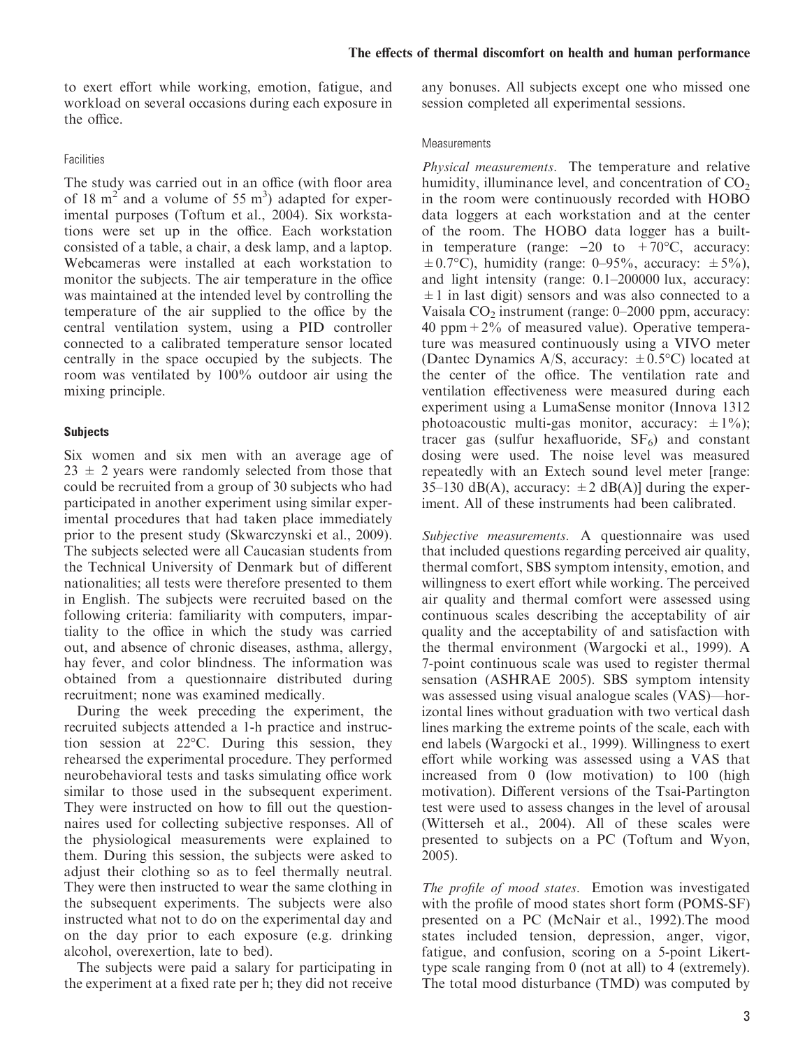to exert effort while working, emotion, fatigue, and workload on several occasions during each exposure in the office.

### Facilities

The study was carried out in an office (with floor area of 18 $m^2$ and a volume of 55 $m^3$) adapted for experimental purposes (Toftum et al., 2004). Six workstations were set up in the office. Each workstation consisted of a table, a chair, a desk lamp, and a laptop. Webcameras were installed at each workstation to monitor the subjects. The air temperature in the office was maintained at the intended level by controlling the temperature of the air supplied to the office by the central ventilation system, using a PID controller connected to a calibrated temperature sensor located centrally in the space occupied by the subjects. The room was ventilated by 100% outdoor air using the mixing principle.

## Subjects

Six women and six men with an average age of 23 ± 2 years were randomly selected from those that could be recruited from a group of 30 subjects who had participated in another experiment using similar experimental procedures that had taken place immediately prior to the present study (Skwarczynski et al., 2009). The subjects selected were all Caucasian students from the Technical University of Denmark but of different nationalities; all tests were therefore presented to them in English. The subjects were recruited based on the following criteria: familiarity with computers, impartiality to the office in which the study was carried out, and absence of chronic diseases, asthma, allergy, hay fever, and color blindness. The information was obtained from a questionnaire distributed during recruitment; none was examined medically.

During the week preceding the experiment, the recruited subjects attended a 1-h practice and instruction session at 22°C. During this session, they rehearsed the experimental procedure. They performed neurobehavioral tests and tasks simulating office work similar to those used in the subsequent experiment. They were instructed on how to fill out the questionnaires used for collecting subjective responses. All of the physiological measurements were explained to them. During this session, the subjects were asked to adjust their clothing so as to feel thermally neutral. They were then instructed to wear the same clothing in the subsequent experiments. The subjects were also instructed what not to do on the experimental day and on the day prior to each exposure (e.g. drinking alcohol, overexertion, late to bed).

The subjects were paid a salary for participating in the experiment at a fixed rate per h; they did not receive any bonuses. All subjects except one who missed one session completed all experimental sessions.

### Measurements

*Physical measurements.* The temperature and relative humidity, illuminance level, and concentration of $CO_2$ in the room were continuously recorded with HOBO data loggers at each workstation and at the center of the room. The HOBO data logger has a built-in temperature (range: −20 to +70°C, accuracy: ±0.7°C), humidity (range: 0–95%, accuracy: ±5%), and light intensity (range: 0.1–200000 lux, accuracy: ±1 in last digit) sensors and was also connected to a Vaisala $CO_2$ instrument (range: 0–2000 ppm, accuracy: 40 ppm + 2% of measured value). Operative temperature was measured continuously using a VIVO meter (Dantec Dynamics A/S, accuracy: ±0.5°C) located at the center of the office. The ventilation rate and ventilation effectiveness were measured during each experiment using a LumaSense monitor (Innova 1312 photoacoustic multi-gas monitor, accuracy: ±1%); tracer gas (sulfur hexafluoride, $SF_6$) and constant dosing were used. The noise level was measured repeatedly with an Extech sound level meter [range: 35–130 dB(A), accuracy: ±2 dB(A)] during the experiment. All of these instruments had been calibrated.

*Subjective measurements.* A questionnaire was used that included questions regarding perceived air quality, thermal comfort, SBS symptom intensity, emotion, and willingness to exert effort while working. The perceived air quality and thermal comfort were assessed using continuous scales describing the acceptability of air quality and the acceptability of and satisfaction with the thermal environment (Wargocki et al., 1999). A 7-point continuous scale was used to register thermal sensation (ASHRAE 2005). SBS symptom intensity was assessed using visual analogue scales (VAS)—horizontal lines without graduation with two vertical dash lines marking the extreme points of the scale, each with end labels (Wargocki et al., 1999). Willingness to exert effort while working was assessed using a VAS that increased from 0 (low motivation) to 100 (high motivation). Different versions of the Tsai-Partington test were used to assess changes in the level of arousal (Witterseh et al., 2004). All of these scales were presented to subjects on a PC (Toftum and Wyon, 2005).

*The profile of mood states.* Emotion was investigated with the profile of mood states short form (POMS-SF) presented on a PC (McNair et al., 1992).The mood states included tension, depression, anger, vigor, fatigue, and confusion, scoring on a 5-point Likert-type scale ranging from 0 (not at all) to 4 (extremely). The total mood disturbance (TMD) was computed by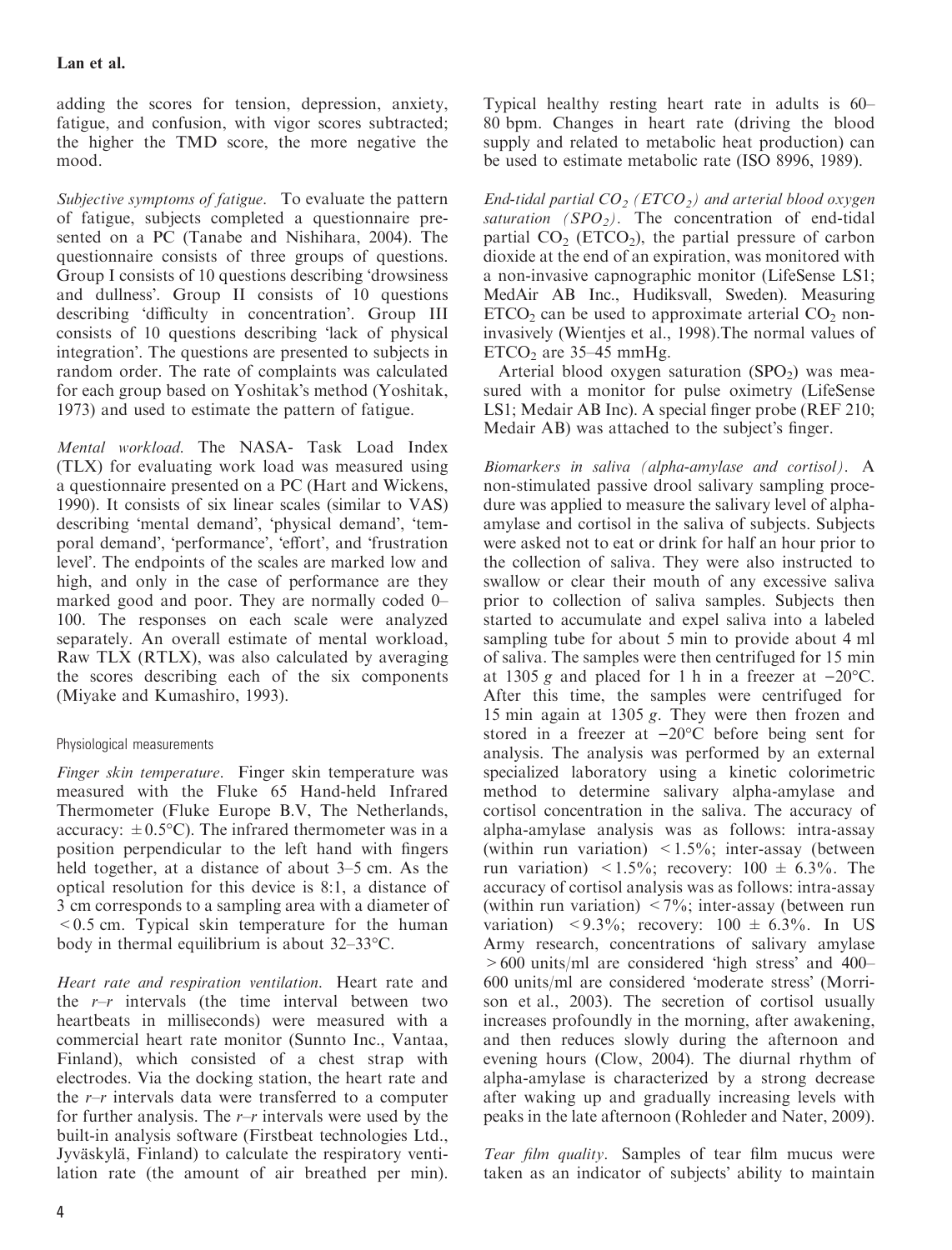adding the scores for tension, depression, anxiety, fatigue, and confusion, with vigor scores subtracted; the higher the TMD score, the more negative the mood.

*Subjective symptoms of fatigue.* To evaluate the pattern of fatigue, subjects completed a questionnaire presented on a PC (Tanabe and Nishihara, 2004). The questionnaire consists of three groups of questions. Group I consists of 10 questions describing 'drowsiness and dullness'. Group II consists of 10 questions describing 'difficulty in concentration'. Group III consists of 10 questions describing 'lack of physical integration'. The questions are presented to subjects in random order. The rate of complaints was calculated for each group based on Yoshitak's method (Yoshitak, 1973) and used to estimate the pattern of fatigue.

*Mental workload.* The NASA- Task Load Index (TLX) for evaluating work load was measured using a questionnaire presented on a PC (Hart and Wickens, 1990). It consists of six linear scales (similar to VAS) describing 'mental demand', 'physical demand', 'temporal demand', 'performance', 'effort', and 'frustration level'. The endpoints of the scales are marked low and high, and only in the case of performance are they marked good and poor. They are normally coded 0–100. The responses on each scale were analyzed separately. An overall estimate of mental workload, Raw TLX (RTLX), was also calculated by averaging the scores describing each of the six components (Miyake and Kumashiro, 1993).

### Physiological measurements

*Finger skin temperature.* Finger skin temperature was measured with the Fluke 65 Hand-held Infrared Thermometer (Fluke Europe B.V, The Netherlands, accuracy: $\pm 0.5°C$). The infrared thermometer was in a position perpendicular to the left hand with fingers held together, at a distance of about 3–5 cm. As the optical resolution for this device is 8:1, a distance of 3 cm corresponds to a sampling area with a diameter of <0.5 cm. Typical skin temperature for the human body in thermal equilibrium is about 32–33°C.

*Heart rate and respiration ventilation.* Heart rate and the *r–r* intervals (the time interval between two heartbeats in milliseconds) were measured with a commercial heart rate monitor (Sunnto Inc., Vantaa, Finland), which consisted of a chest strap with electrodes. Via the docking station, the heart rate and the *r–r* intervals data were transferred to a computer for further analysis. The *r–r* intervals were used by the built-in analysis software (Firstbeat technologies Ltd., Jyväskylä, Finland) to calculate the respiratory ventilation rate (the amount of air breathed per min). Typical healthy resting heart rate in adults is 60–80 bpm. Changes in heart rate (driving the blood supply and related to metabolic heat production) can be used to estimate metabolic rate (ISO 8996, 1989).

*End-tidal partial $CO_2$ ($ETCO_2$) and arterial blood oxygen saturation ($SPO_2$).* The concentration of end-tidal partial $CO_2$ ($ETCO_2$), the partial pressure of carbon dioxide at the end of an expiration, was monitored with a non-invasive capnographic monitor (LifeSense LS1; MedAir AB Inc., Hudiksvall, Sweden). Measuring $ETCO_2$ can be used to approximate arterial $CO_2$ non-invasively (Wientjes et al., 1998).The normal values of $ETCO_2$ are 35–45 mmHg.

Arterial blood oxygen saturation ($SPO_2$) was measured with a monitor for pulse oximetry (LifeSense LS1; Medair AB Inc). A special finger probe (REF 210; Medair AB) was attached to the subject's finger.

*Biomarkers in saliva (alpha-amylase and cortisol).* A non-stimulated passive drool salivary sampling procedure was applied to measure the salivary level of alpha-amylase and cortisol in the saliva of subjects. Subjects were asked not to eat or drink for half an hour prior to the collection of saliva. They were also instructed to swallow or clear their mouth of any excessive saliva prior to collection of saliva samples. Subjects then started to accumulate and expel saliva into a labeled sampling tube for about 5 min to provide about 4 ml of saliva. The samples were then centrifuged for 15 min at 1305 *g* and placed for 1 h in a freezer at −20°C. After this time, the samples were centrifuged for 15 min again at 1305 *g*. They were then frozen and stored in a freezer at −20°C before being sent for analysis. The analysis was performed by an external specialized laboratory using a kinetic colorimetric method to determine salivary alpha-amylase and cortisol concentration in the saliva. The accuracy of alpha-amylase analysis was as follows: intra-assay (within run variation) <1.5%; inter-assay (between run variation) <1.5%; recovery: $100 \pm 6.3\%$. The accuracy of cortisol analysis was as follows: intra-assay (within run variation) <7%; inter-assay (between run variation) <9.3%; recovery: $100 \pm 6.3\%$. In US Army research, concentrations of salivary amylase >600 units/ml are considered 'high stress' and 400–600 units/ml are considered 'moderate stress' (Morrison et al., 2003). The secretion of cortisol usually increases profoundly in the morning, after awakening, and then reduces slowly during the afternoon and evening hours (Clow, 2004). The diurnal rhythm of alpha-amylase is characterized by a strong decrease after waking up and gradually increasing levels with peaks in the late afternoon (Rohleder and Nater, 2009).

*Tear film quality.* Samples of tear film mucus were taken as an indicator of subjects' ability to maintain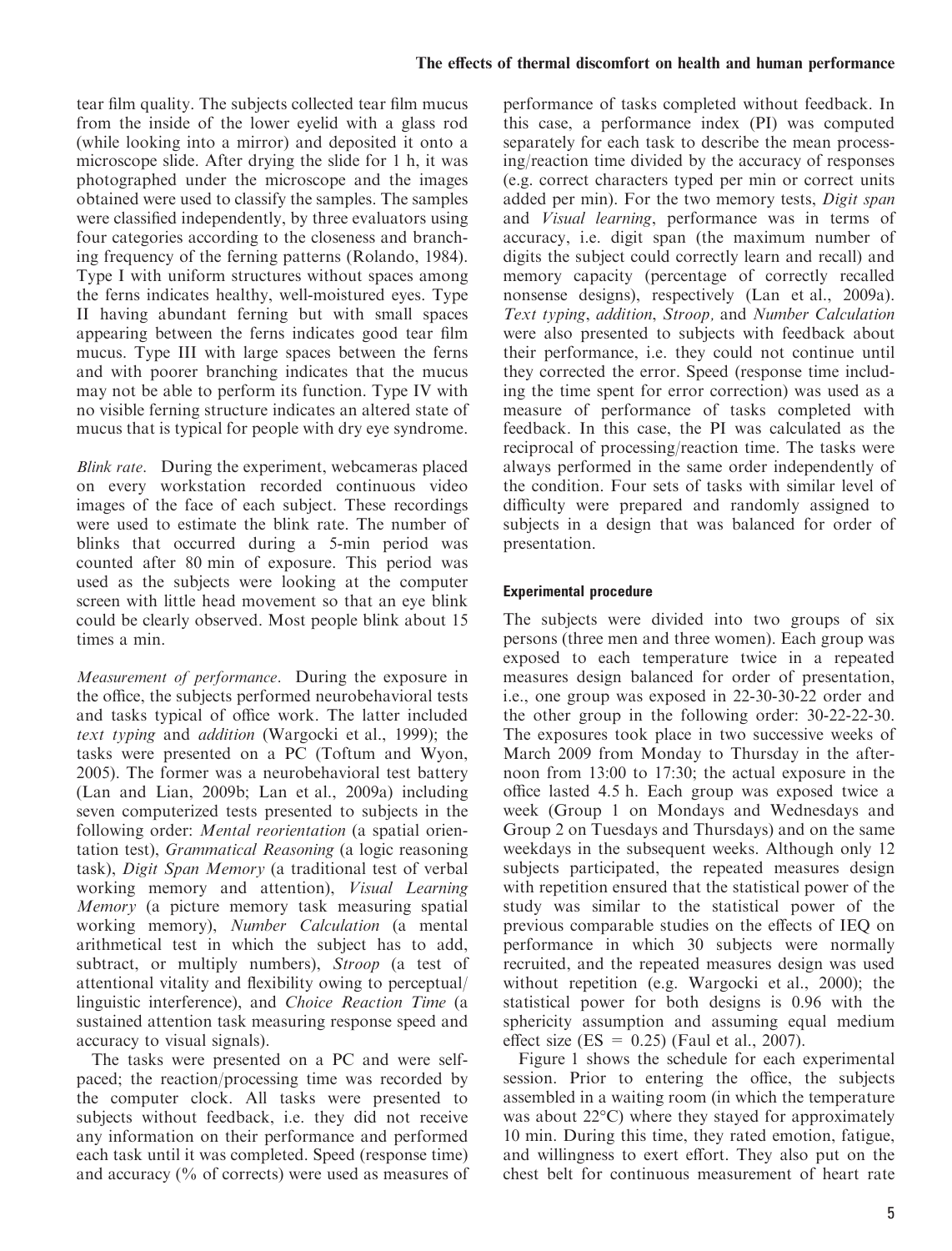tear film quality. The subjects collected tear film mucus from the inside of the lower eyelid with a glass rod (while looking into a mirror) and deposited it onto a microscope slide. After drying the slide for 1 h, it was photographed under the microscope and the images obtained were used to classify the samples. The samples were classified independently, by three evaluators using four categories according to the closeness and branching frequency of the ferning patterns (Rolando, 1984). Type I with uniform structures without spaces among the ferns indicates healthy, well-moistured eyes. Type II having abundant ferning but with small spaces appearing between the ferns indicates good tear film mucus. Type III with large spaces between the ferns and with poorer branching indicates that the mucus may not be able to perform its function. Type IV with no visible ferning structure indicates an altered state of mucus that is typical for people with dry eye syndrome.

*Blink rate*. During the experiment, webcameras placed on every workstation recorded continuous video images of the face of each subject. These recordings were used to estimate the blink rate. The number of blinks that occurred during a 5-min period was counted after 80 min of exposure. This period was used as the subjects were looking at the computer screen with little head movement so that an eye blink could be clearly observed. Most people blink about 15 times a min.

*Measurement of performance*. During the exposure in the office, the subjects performed neurobehavioral tests and tasks typical of office work. The latter included *text typing* and *addition* (Wargocki et al., 1999); the tasks were presented on a PC (Toftum and Wyon, 2005). The former was a neurobehavioral test battery (Lan and Lian, 2009b; Lan et al., 2009a) including seven computerized tests presented to subjects in the following order: *Mental reorientation* (a spatial orientation test), *Grammatical Reasoning* (a logic reasoning task), *Digit Span Memory* (a traditional test of verbal working memory and attention), *Visual Learning Memory* (a picture memory task measuring spatial working memory), *Number Calculation* (a mental arithmetical test in which the subject has to add, subtract, or multiply numbers), *Stroop* (a test of attentional vitality and flexibility owing to perceptual/linguistic interference), and *Choice Reaction Time* (a sustained attention task measuring response speed and accuracy to visual signals).

The tasks were presented on a PC and were self-paced; the reaction/processing time was recorded by the computer clock. All tasks were presented to subjects without feedback, i.e. they did not receive any information on their performance and performed each task until it was completed. Speed (response time) and accuracy (% of corrects) were used as measures of performance of tasks completed without feedback. In this case, a performance index (PI) was computed separately for each task to describe the mean processing/reaction time divided by the accuracy of responses (e.g. correct characters typed per min or correct units added per min). For the two memory tests, *Digit span* and *Visual learning*, performance was in terms of accuracy, i.e. digit span (the maximum number of digits the subject could correctly learn and recall) and memory capacity (percentage of correctly recalled nonsense designs), respectively (Lan et al., 2009a). *Text typing*, *addition*, *Stroop,* and *Number Calculation* were also presented to subjects with feedback about their performance, i.e. they could not continue until they corrected the error. Speed (response time including the time spent for error correction) was used as a measure of performance of tasks completed with feedback. In this case, the PI was calculated as the reciprocal of processing/reaction time. The tasks were always performed in the same order independently of the condition. Four sets of tasks with similar level of difficulty were prepared and randomly assigned to subjects in a design that was balanced for order of presentation.

### Experimental procedure

The subjects were divided into two groups of six persons (three men and three women). Each group was exposed to each temperature twice in a repeated measures design balanced for order of presentation, i.e., one group was exposed in 22-30-30-22 order and the other group in the following order: 30-22-22-30. The exposures took place in two successive weeks of March 2009 from Monday to Thursday in the afternoon from 13:00 to 17:30; the actual exposure in the office lasted 4.5 h. Each group was exposed twice a week (Group 1 on Mondays and Wednesdays and Group 2 on Tuesdays and Thursdays) and on the same weekdays in the subsequent weeks. Although only 12 subjects participated, the repeated measures design with repetition ensured that the statistical power of the study was similar to the statistical power of the previous comparable studies on the effects of IEQ on performance in which 30 subjects were normally recruited, and the repeated measures design was used without repetition (e.g. Wargocki et al., 2000); the statistical power for both designs is 0.96 with the sphericity assumption and assuming equal medium effect size (ES = 0.25) (Faul et al., 2007).

Figure 1 shows the schedule for each experimental session. Prior to entering the office, the subjects assembled in a waiting room (in which the temperature was about 22°C) where they stayed for approximately 10 min. During this time, they rated emotion, fatigue, and willingness to exert effort. They also put on the chest belt for continuous measurement of heart rate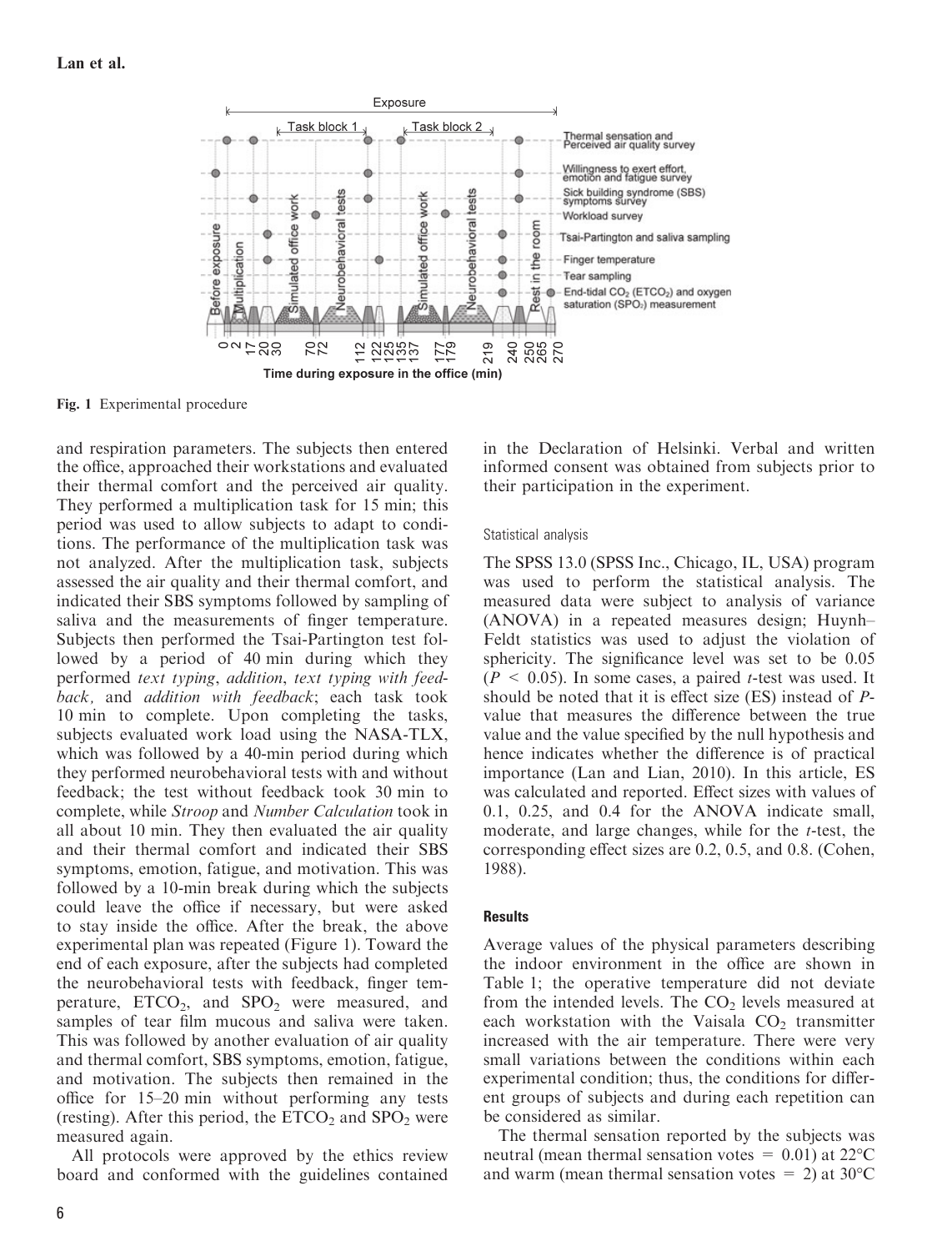Fig. 1 Experimental procedure

and respiration parameters. The subjects then entered the office, approached their workstations and evaluated their thermal comfort and the perceived air quality. They performed a multiplication task for 15 min; this period was used to allow subjects to adapt to conditions. The performance of the multiplication task was not analyzed. After the multiplication task, subjects assessed the air quality and their thermal comfort, and indicated their SBS symptoms followed by sampling of saliva and the measurements of finger temperature. Subjects then performed the Tsai-Partington test followed by a period of 40 min during which they performed *text typing*, *addition*, *text typing with feedback*, and *addition with feedback*; each task took 10 min to complete. Upon completing the tasks, subjects evaluated work load using the NASA-TLX, which was followed by a 40-min period during which they performed neurobehavioral tests with and without feedback; the test without feedback took 30 min to complete, while *Stroop* and *Number Calculation* took in all about 10 min. They then evaluated the air quality and their thermal comfort and indicated their SBS symptoms, emotion, fatigue, and motivation. This was followed by a 10-min break during which the subjects could leave the office if necessary, but were asked to stay inside the office. After the break, the above experimental plan was repeated (Figure 1). Toward the end of each exposure, after the subjects had completed the neurobehavioral tests with feedback, finger temperature, $ETCO_2$, and $SPO_2$ were measured, and samples of tear film mucous and saliva were taken. This was followed by another evaluation of air quality and thermal comfort, SBS symptoms, emotion, fatigue, and motivation. The subjects then remained in the office for 15–20 min without performing any tests (resting). After this period, the $ETCO_2$ and $SPO_2$ were measured again.

All protocols were approved by the ethics review board and conformed with the guidelines contained in the Declaration of Helsinki. Verbal and written informed consent was obtained from subjects prior to their participation in the experiment.

### Statistical analysis

The SPSS 13.0 (SPSS Inc., Chicago, IL, USA) program was used to perform the statistical analysis. The measured data were subject to analysis of variance (ANOVA) in a repeated measures design; Huynh–Feldt statistics was used to adjust the violation of sphericity. The significance level was set to be 0.05 ($P < 0.05$). In some cases, a paired *t*-test was used. It should be noted that it is effect size (ES) instead of *P*-value that measures the difference between the true value and the value specified by the null hypothesis and hence indicates whether the difference is of practical importance (Lan and Lian, 2010). In this article, ES was calculated and reported. Effect sizes with values of 0.1, 0.25, and 0.4 for the ANOVA indicate small, moderate, and large changes, while for the *t*-test, the corresponding effect sizes are 0.2, 0.5, and 0.8. (Cohen, 1988).

## Results

Average values of the physical parameters describing the indoor environment in the office are shown in Table 1; the operative temperature did not deviate from the intended levels. The $CO_2$ levels measured at each workstation with the Vaisala $CO_2$ transmitter increased with the air temperature. There were very small variations between the conditions within each experimental condition; thus, the conditions for different groups of subjects and during each repetition can be considered as similar.

The thermal sensation reported by the subjects was neutral (mean thermal sensation votes = 0.01) at 22°C and warm (mean thermal sensation votes = 2) at 30°C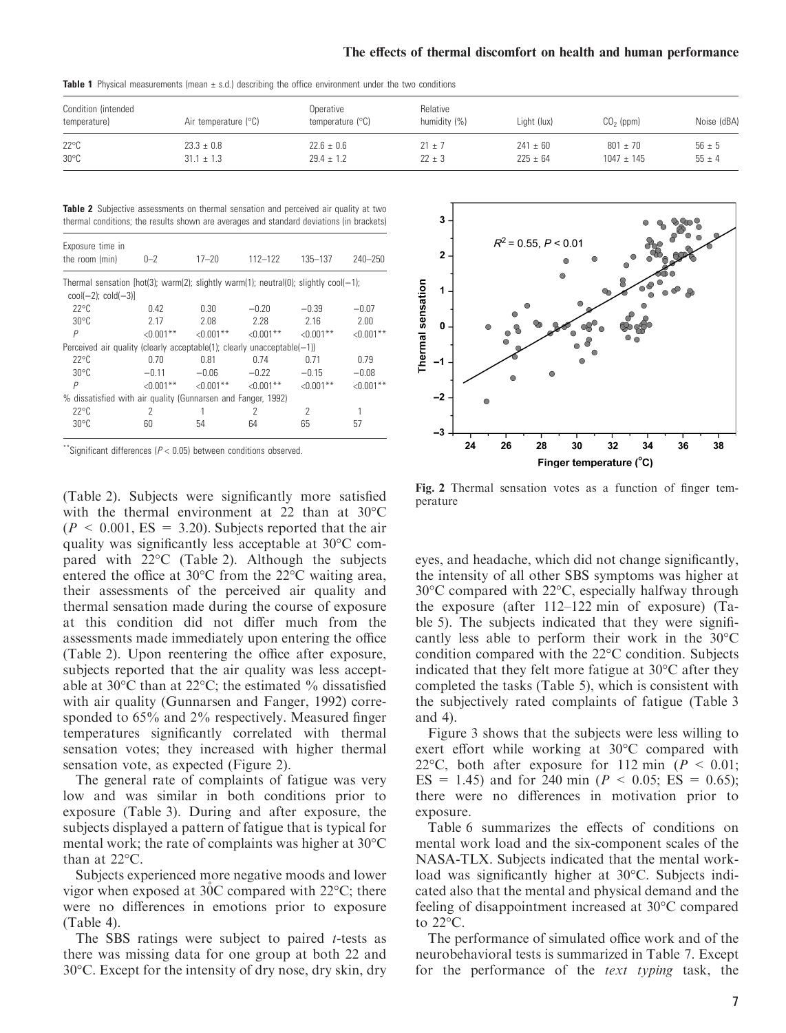**Table 1** Physical measurements (mean ± s.d.) describing the office environment under the two conditions

| Condition (intended temperature) | Air temperature (°C) | Operative temperature (°C) | Relative humidity (%) | Light (lux) | $CO_2$ (ppm) | Noise (dBA) |
|---|---|---|---|---|---|---|
| 22°C | 23.3 ± 0.8 | 22.6 ± 0.6 | 21 ± 7 | 241 ± 60 | 801 ± 70 | 56 ± 5 |
| 30°C | 31.1 ± 1.3 | 29.4 ± 1.2 | 22 ± 3 | 225 ± 64 | 1047 ± 145 | 55 ± 4 |

**Table 2** Subjective assessments on thermal sensation and perceived air quality at two thermal conditions; the results shown are averages and standard deviations (in brackets)

| Exposure time in the room (min) | 0–2 | 17–20 | 112–122 | 135–137 | 240–250 |
|---|---|---|---|---|---|
| Thermal sensation [hot(3); warm(2); slightly warm(1); neutral(0); slightly cool(−1); cool(−2); cold(−3)] | | | | | |
| 22°C | 0.42 | 0.30 | −0.20 | −0.39 | −0.07 |
| 30°C | 2.17 | 2.08 | 2.28 | 2.16 | 2.00 |
| $P$ | <0.001** | <0.001** | <0.001** | <0.001** | <0.001** |
| Perceived air quality (clearly acceptable(1); clearly unacceptable(−1)) | | | | | |
| 22°C | 0.70 | 0.81 | 0.74 | 0.71 | 0.79 |
| 30°C | −0.11 | −0.06 | −0.22 | −0.15 | −0.08 |
| $P$ | <0.001** | <0.001** | <0.001** | <0.001** | <0.001** |
| % dissatisfied with air quality (Gunnarsen and Fanger, 1992) | | | | | |
| 22°C | 2 | 1 | 2 | 2 | 1 |
| 30°C | 60 | 54 | 64 | 65 | 57 |

**Significant differences ($P < 0.05$) between conditions observed.

(Table 2). Subjects were significantly more satisfied with the thermal environment at 22 than at 30°C ($P < 0.001$, ES = 3.20). Subjects reported that the air quality was significantly less acceptable at 30°C compared with 22°C (Table 2). Although the subjects entered the office at 30°C from the 22°C waiting area, their assessments of the perceived air quality and thermal sensation made during the course of exposure at this condition did not differ much from the assessments made immediately upon entering the office (Table 2). Upon reentering the office after exposure, subjects reported that the air quality was less acceptable at 30°C than at 22°C; the estimated % dissatisfied with air quality (Gunnarsen and Fanger, 1992) corresponded to 65% and 2% respectively. Measured finger temperatures significantly correlated with thermal sensation votes; they increased with higher thermal sensation vote, as expected (Figure 2).

The general rate of complaints of fatigue was very low and was similar in both conditions prior to exposure (Table 3). During and after exposure, the subjects displayed a pattern of fatigue that is typical for mental work; the rate of complaints was higher at 30°C than at 22°C.

Subjects experienced more negative moods and lower vigor when exposed at 30̊C compared with 22°C; there were no differences in emotions prior to exposure (Table 4).

The SBS ratings were subject to paired $t$-tests as there was missing data for one group at both 22 and 30°C. Except for the intensity of dry nose, dry skin, dry eyes, and headache, which did not change significantly, the intensity of all other SBS symptoms was higher at 30°C compared with 22°C, especially halfway through the exposure (after 112–122 min of exposure) (Table 5). The subjects indicated that they were significantly less able to perform their work in the 30°C condition compared with the 22°C condition. Subjects indicated that they felt more fatigue at 30°C after they completed the tasks (Table 5), which is consistent with the subjectively rated complaints of fatigue (Table 3 and 4).

**Fig. 2** Thermal sensation votes as a function of finger temperature

Figure 3 shows that the subjects were less willing to exert effort while working at 30°C compared with 22°C, both after exposure for 112 min ($P < 0.01$; ES = 1.45) and for 240 min ($P < 0.05$; ES = 0.65); there were no differences in motivation prior to exposure.

Table 6 summarizes the effects of conditions on mental work load and the six-component scales of the NASA-TLX. Subjects indicated that the mental workload was significantly higher at 30°C. Subjects indicated also that the mental and physical demand and the feeling of disappointment increased at 30°C compared to 22°C.

The performance of simulated office work and of the neurobehavioral tests is summarized in Table 7. Except for the performance of the *text typing* task, the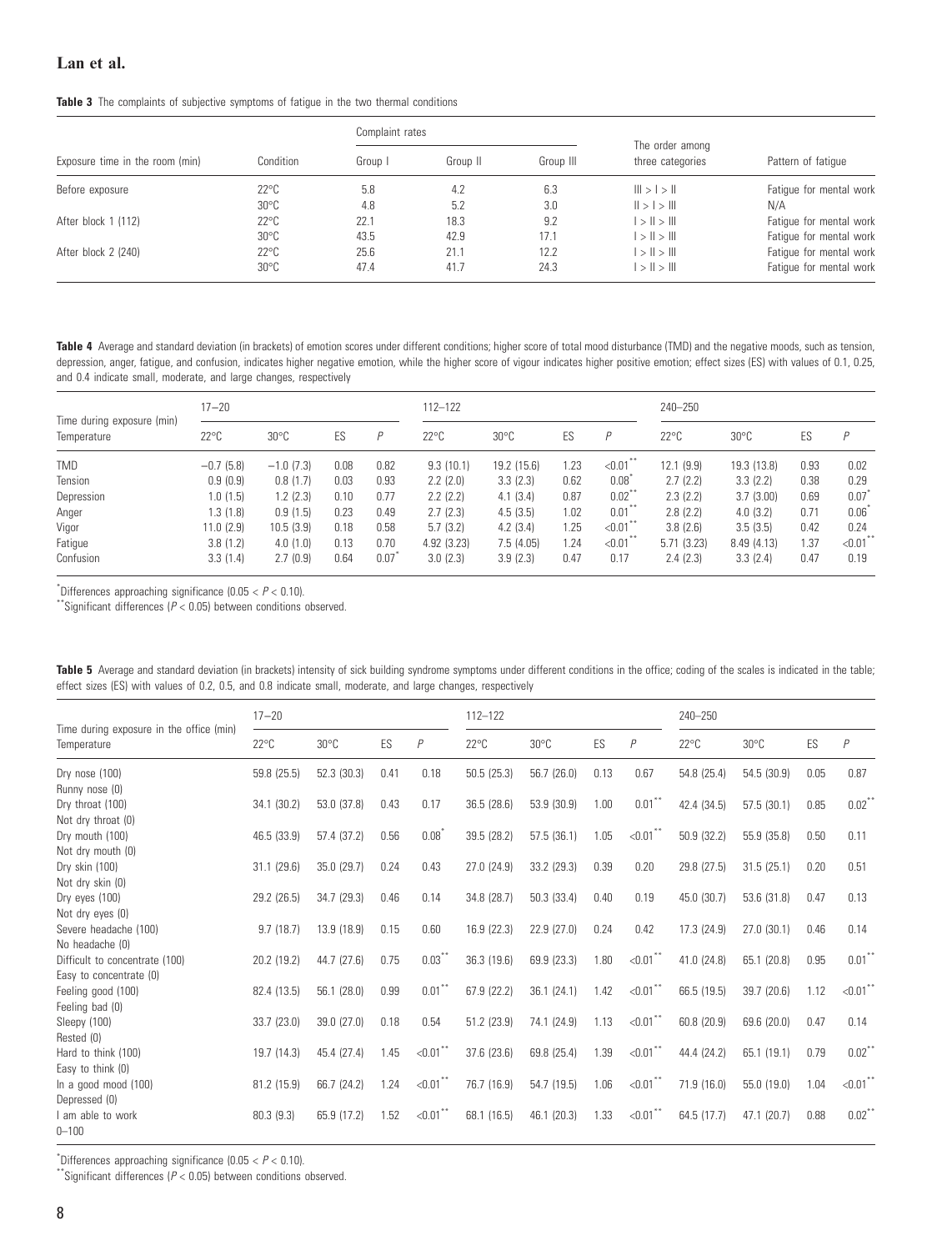**Table 3** The complaints of subjective symptoms of fatigue in the two thermal conditions

| Exposure time in the room (min) | Condition | Complaint rates | | | The order among three categories | Pattern of fatigue |
|---|---|---|---|---|---|---|
| | | Group I | Group II | Group III | | |
| Before exposure | 22°C | 5.8 | 4.2 | 6.3 | III > I > II | Fatigue for mental work |
| | 30°C | 4.8 | 5.2 | 3.0 | II > I > III | N/A |
| After block 1 (112) | 22°C | 22.1 | 18.3 | 9.2 | I > II > III | Fatigue for mental work |
| | 30°C | 43.5 | 42.9 | 17.1 | I > II > III | Fatigue for mental work |
| After block 2 (240) | 22°C | 25.6 | 21.1 | 12.2 | I > II > III | Fatigue for mental work |
| | 30°C | 47.4 | 41.7 | 24.3 | I > II > III | Fatigue for mental work |

**Table 4** Average and standard deviation (in brackets) of emotion scores under different conditions; higher score of total mood disturbance (TMD) and the negative moods, such as tension, depression, anger, fatigue, and confusion, indicates higher negative emotion, while the higher score of vigour indicates higher positive emotion; effect sizes (ES) with values of 0.1, 0.25, and 0.4 indicate small, moderate, and large changes, respectively

| Time during exposure (min) | 17–20 | | | | 112–122 | | | | 240–250 | | | |
|---|---|---|---|---|---|---|---|---|---|---|---|---|
| Temperature | 22°C | 30°C | ES | $P$ | 22°C | 30°C | ES | $P$ | 22°C | 30°C | ES | $P$ |
| TMD | −0.7 (5.8) | −1.0 (7.3) | 0.08 | 0.82 | 9.3 (10.1) | 19.2 (15.6) | 1.23 | <0.01** | 12.1 (9.9) | 19.3 (13.8) | 0.93 | 0.02 |
| Tension | 0.9 (0.9) | 0.8 (1.7) | 0.03 | 0.93 | 2.2 (2.0) | 3.3 (2.3) | 0.62 | 0.08* | 2.7 (2.2) | 3.3 (2.2) | 0.38 | 0.29 |
| Depression | 1.0 (1.5) | 1.2 (2.3) | 0.10 | 0.77 | 2.2 (2.2) | 4.1 (3.4) | 0.87 | 0.02** | 2.3 (2.2) | 3.7 (3.00) | 0.69 | 0.07* |
| Anger | 1.3 (1.8) | 0.9 (1.5) | 0.23 | 0.49 | 2.7 (2.3) | 4.5 (3.5) | 1.02 | 0.01** | 2.8 (2.2) | 4.0 (3.2) | 0.71 | 0.06* |
| Vigor | 11.0 (2.9) | 10.5 (3.9) | 0.18 | 0.58 | 5.7 (3.2) | 4.2 (3.4) | 1.25 | <0.01** | 3.8 (2.6) | 3.5 (3.5) | 0.42 | 0.24 |
| Fatigue | 3.8 (1.2) | 4.0 (1.0) | 0.13 | 0.70 | 4.92 (3.23) | 7.5 (4.05) | 1.24 | <0.01** | 5.71 (3.23) | 8.49 (4.13) | 1.37 | <0.01** |
| Confusion | 3.3 (1.4) | 2.7 (0.9) | 0.64 | 0.07* | 3.0 (2.3) | 3.9 (2.3) | 0.47 | 0.17 | 2.4 (2.3) | 3.3 (2.4) | 0.47 | 0.19 |

*Differences approaching significance ($0.05 < P < 0.10$).
**Significant differences ($P < 0.05$) between conditions observed.

**Table 5** Average and standard deviation (in brackets) intensity of sick building syndrome symptoms under different conditions in the office; coding of the scales is indicated in the table; effect sizes (ES) with values of 0.2, 0.5, and 0.8 indicate small, moderate, and large changes, respectively

| Time during exposure in the office (min) | 17–20 | | | | 112–122 | | | | 240–250 | | | |
|---|---|---|---|---|---|---|---|---|---|---|---|---|
| Temperature | 22°C | 30°C | ES | $P$ | 22°C | 30°C | ES | $P$ | 22°C | 30°C | ES | $P$ |
| Dry nose (100) Runny nose (0) | 59.8 (25.5) | 52.3 (30.3) | 0.41 | 0.18 | 50.5 (25.3) | 56.7 (26.0) | 0.13 | 0.67 | 54.8 (25.4) | 54.5 (30.9) | 0.05 | 0.87 |
| Dry throat (100) Not dry throat (0) | 34.1 (30.2) | 53.0 (37.8) | 0.43 | 0.17 | 36.5 (28.6) | 53.9 (30.9) | 1.00 | 0.01** | 42.4 (34.5) | 57.5 (30.1) | 0.85 | 0.02** |
| Dry mouth (100) Not dry mouth (0) | 46.5 (33.9) | 57.4 (37.2) | 0.56 | 0.08* | 39.5 (28.2) | 57.5 (36.1) | 1.05 | <0.01** | 50.9 (32.2) | 55.9 (35.8) | 0.50 | 0.11 |
| Dry skin (100) Not dry skin (0) | 31.1 (29.6) | 35.0 (29.7) | 0.24 | 0.43 | 27.0 (24.9) | 33.2 (29.3) | 0.39 | 0.20 | 29.8 (27.5) | 31.5 (25.1) | 0.20 | 0.51 |
| Dry eyes (100) Not dry eyes (0) | 29.2 (26.5) | 34.7 (29.3) | 0.46 | 0.14 | 34.8 (28.7) | 50.3 (33.4) | 0.40 | 0.19 | 45.0 (30.7) | 53.6 (31.8) | 0.47 | 0.13 |
| Severe headache (100) No headache (0) | 9.7 (18.7) | 13.9 (18.9) | 0.15 | 0.60 | 16.9 (22.3) | 22.9 (27.0) | 0.24 | 0.42 | 17.3 (24.9) | 27.0 (30.1) | 0.46 | 0.14 |
| Difficult to concentrate (100) Easy to concentrate (0) | 20.2 (19.2) | 44.7 (27.6) | 0.75 | 0.03** | 36.3 (19.6) | 69.9 (23.3) | 1.80 | <0.01** | 41.0 (24.8) | 65.1 (20.8) | 0.95 | 0.01** |
| Feeling good (100) Feeling bad (0) | 82.4 (13.5) | 56.1 (28.0) | 0.99 | 0.01** | 67.9 (22.2) | 36.1 (24.1) | 1.42 | <0.01** | 66.5 (19.5) | 39.7 (20.6) | 1.12 | <0.01** |
| Sleepy (100) Rested (0) | 33.7 (23.0) | 39.0 (27.0) | 0.18 | 0.54 | 51.2 (23.9) | 74.1 (24.9) | 1.13 | <0.01** | 60.8 (20.9) | 69.6 (20.0) | 0.47 | 0.14 |
| Hard to think (100) Easy to think (0) | 19.7 (14.3) | 45.4 (27.4) | 1.45 | <0.01** | 37.6 (23.6) | 69.8 (25.4) | 1.39 | <0.01** | 44.4 (24.2) | 65.1 (19.1) | 0.79 | 0.02** |
| In a good mood (100) Depressed (0) | 81.2 (15.9) | 66.7 (24.2) | 1.24 | <0.01** | 76.7 (16.9) | 54.7 (19.5) | 1.06 | <0.01** | 71.9 (16.0) | 55.0 (19.0) | 1.04 | <0.01** |
| I am able to work 0–100 | 80.3 (9.3) | 65.9 (17.2) | 1.52 | <0.01** | 68.1 (16.5) | 46.1 (20.3) | 1.33 | <0.01** | 64.5 (17.7) | 47.1 (20.7) | 0.88 | 0.02** |

*Differences approaching significance ($0.05 < P < 0.10$).
**Significant differences ($P < 0.05$) between conditions observed.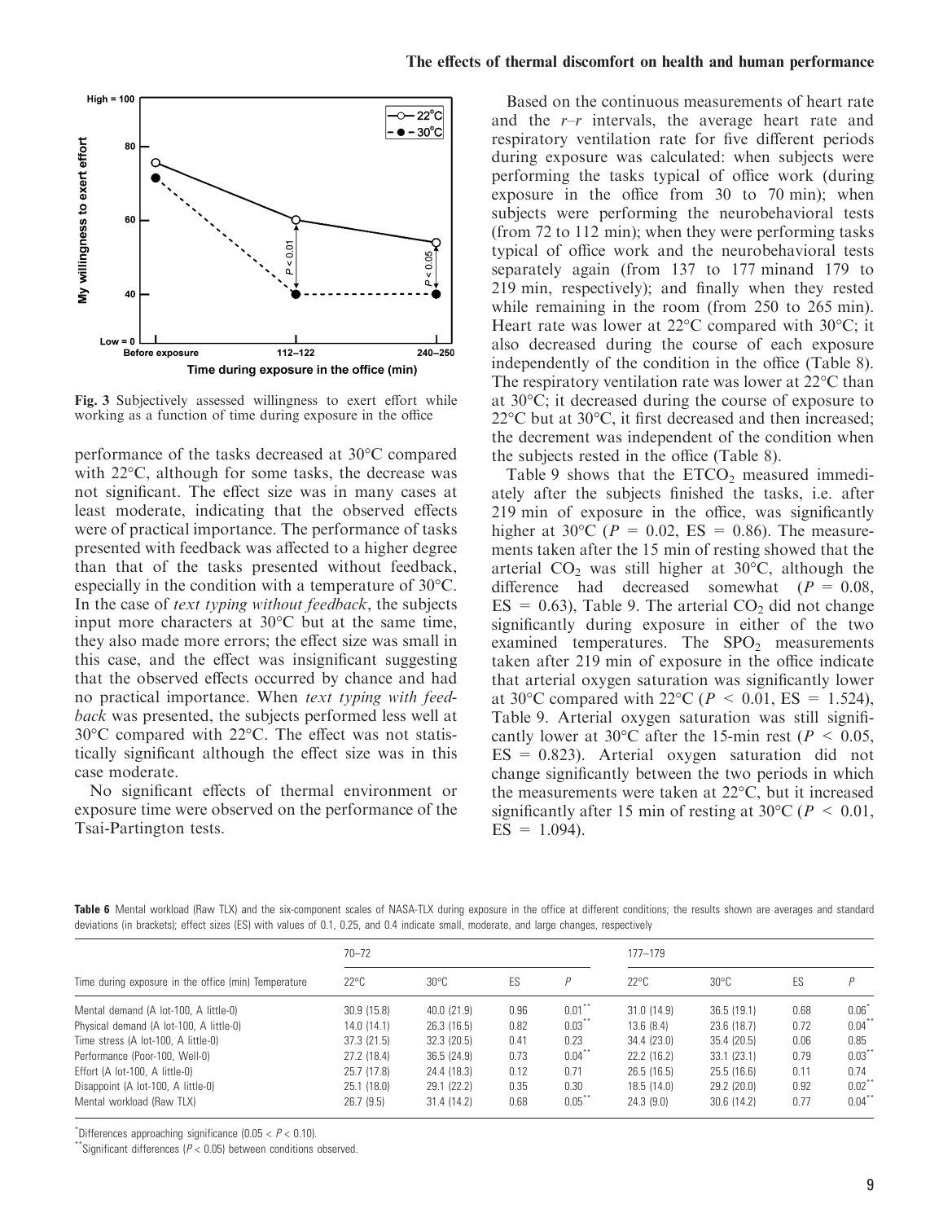Fig. 3 Subjectively assessed willingness to exert effort while working as a function of time during exposure in the office

performance of the tasks decreased at 30°C compared with 22°C, although for some tasks, the decrease was not significant. The effect size was in many cases at least moderate, indicating that the observed effects were of practical importance. The performance of tasks presented with feedback was affected to a higher degree than that of the tasks presented without feedback, especially in the condition with a temperature of 30°C. In the case of *text typing without feedback*, the subjects input more characters at 30°C but at the same time, they also made more errors; the effect size was small in this case, and the effect was insignificant suggesting that the observed effects occurred by chance and had no practical importance. When *text typing with feedback* was presented, the subjects performed less well at 30°C compared with 22°C. The effect was not statistically significant although the effect size was in this case moderate.

No significant effects of thermal environment or exposure time were observed on the performance of the Tsai-Partington tests.

Based on the continuous measurements of heart rate and the *r–r* intervals, the average heart rate and respiratory ventilation rate for five different periods during exposure was calculated: when subjects were performing the tasks typical of office work (during exposure in the office from 30 to 70 min); when subjects were performing the neurobehavioral tests (from 72 to 112 min); when they were performing tasks typical of office work and the neurobehavioral tests separately again (from 137 to 177 minand 179 to 219 min, respectively); and finally when they rested while remaining in the room (from 250 to 265 min). Heart rate was lower at 22°C compared with 30°C; it also decreased during the course of each exposure independently of the condition in the office (Table 8). The respiratory ventilation rate was lower at 22°C than at 30°C; it decreased during the course of exposure to 22°C but at 30°C, it first decreased and then increased; the decrement was independent of the condition when the subjects rested in the office (Table 8).

Table 9 shows that the $ETCO_2$ measured immediately after the subjects finished the tasks, i.e. after 219 min of exposure in the office, was significantly higher at 30°C ($P = 0.02$, ES = 0.86). The measurements taken after the 15 min of resting showed that the arterial $CO_2$ was still higher at 30°C, although the difference had decreased somewhat ($P = 0.08$, ES = 0.63), Table 9. The arterial $CO_2$ did not change significantly during exposure in either of the two examined temperatures. The $SPO_2$ measurements taken after 219 min of exposure in the office indicate that arterial oxygen saturation was significantly lower at 30°C compared with 22°C ($P < 0.01$, ES = 1.524), Table 9. Arterial oxygen saturation was still significantly lower at 30°C after the 15-min rest ($P < 0.05$, ES = 0.823). Arterial oxygen saturation did not change significantly between the two periods in which the measurements were taken at 22°C, but it increased significantly after 15 min of resting at 30°C ($P < 0.01$, ES = 1.094).

**Table 6** Mental workload (Raw TLX) and the six-component scales of NASA-TLX during exposure in the office at different conditions; the results shown are averages and standard deviations (in brackets); effect sizes (ES) with values of 0.1, 0.25, and 0.4 indicate small, moderate, and large changes, respectively

| Time during exposure in the office (min) Temperature | 70–72 | | | | 177–179 | | | |
|---|---|---|---|---|---|---|---|---|
| | 22°C | 30°C | ES | P | 22°C | 30°C | ES | P |
| Mental demand (A lot-100, A little-0) | 30.9 (15.8) | 40.0 (21.9) | 0.96 | 0.01** | 31.0 (14.9) | 36.5 (19.1) | 0.68 | 0.06* |
| Physical demand (A lot-100, A little-0) | 14.0 (14.1) | 26.3 (16.5) | 0.82 | 0.03** | 13.6 (8.4) | 23.6 (18.7) | 0.72 | 0.04** |
| Time stress (A lot-100, A little-0) | 37.3 (21.5) | 32.3 (20.5) | 0.41 | 0.23 | 34.4 (23.0) | 35.4 (20.5) | 0.06 | 0.85 |
| Performance (Poor-100, Well-0) | 27.2 (18.4) | 36.5 (24.9) | 0.73 | 0.04** | 22.2 (16.2) | 33.1 (23.1) | 0.79 | 0.03** |
| Effort (A lot-100, A little-0) | 25.7 (17.8) | 24.4 (18.3) | 0.12 | 0.71 | 26.5 (16.5) | 25.5 (16.6) | 0.11 | 0.74 |
| Disappoint (A lot-100, A little-0) | 25.1 (18.0) | 29.1 (22.2) | 0.35 | 0.30 | 18.5 (14.0) | 29.2 (20.0) | 0.92 | 0.02** |
| Mental workload (Raw TLX) | 26.7 (9.5) | 31.4 (14.2) | 0.68 | 0.05** | 24.3 (9.0) | 30.6 (14.2) | 0.77 | 0.04** |

*Differences approaching significance ($0.05 < P < 0.10$).

**Significant differences ($P < 0.05$) between conditions observed.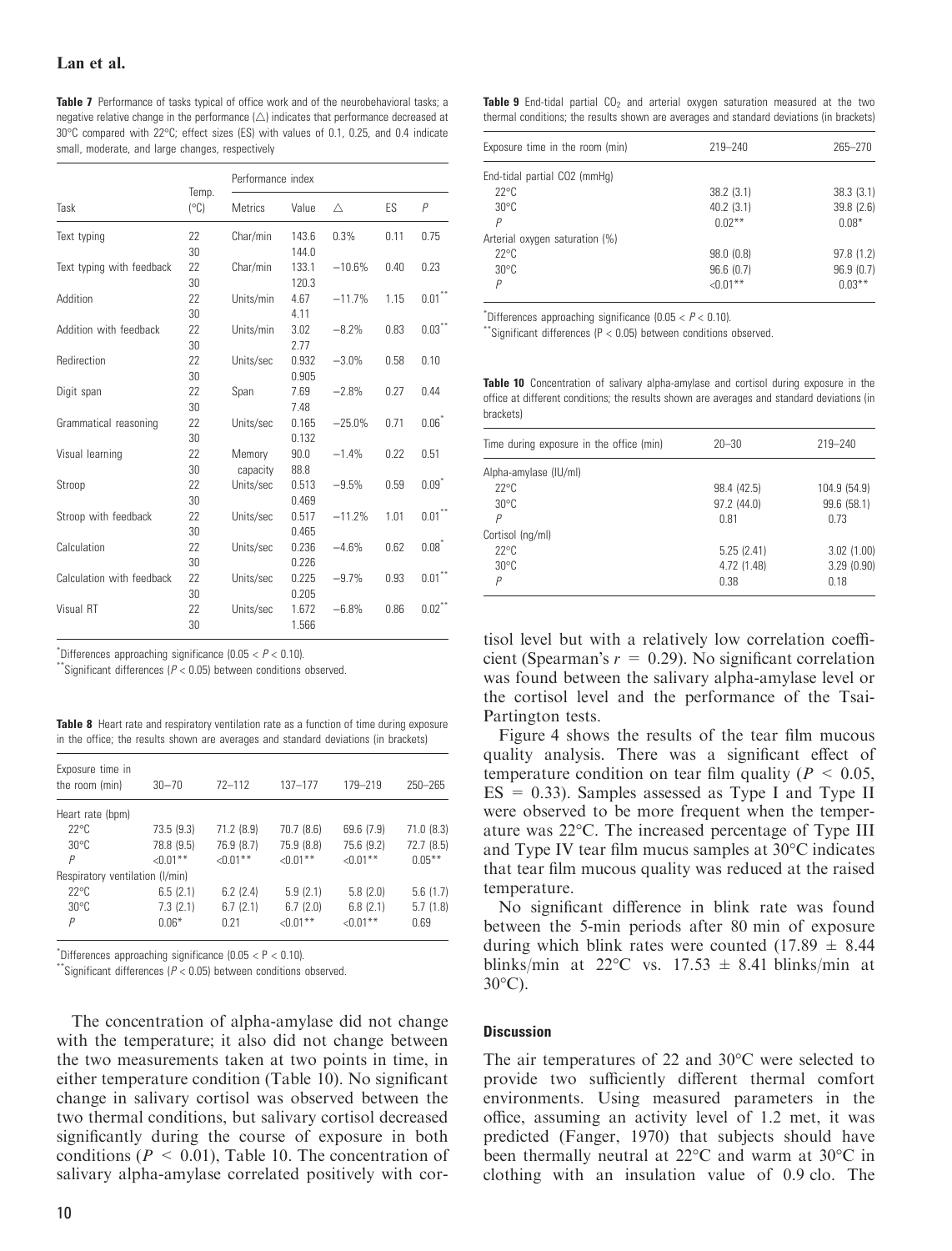**Table 7** Performance of tasks typical of office work and of the neurobehavioral tasks; a negative relative change in the performance (△) indicates that performance decreased at 30°C compared with 22°C; effect sizes (ES) with values of 0.1, 0.25, and 0.4 indicate small, moderate, and large changes, respectively

| Task | Temp. (°C) | Performance index | | | | |
|---|---|---|---|---|---|---|
| | | Metrics | Value | △ | ES | P |
| Text typing | 22 | Char/min | 143.6 | 0.3% | 0.11 | 0.75 |
| | 30 | | 144.0 | | | |
| Text typing with feedback | 22 | Char/min | 133.1 | −10.6% | 0.40 | 0.23 |
| | 30 | | 120.3 | | | |
| Addition | 22 | Units/min | 4.67 | −11.7% | 1.15 | 0.01** |
| | 30 | | 4.11 | | | |
| Addition with feedback | 22 | Units/min | 3.02 | −8.2% | 0.83 | 0.03** |
| | 30 | | 2.77 | | | |
| Redirection | 22 | Units/sec | 0.932 | −3.0% | 0.58 | 0.10 |
| | 30 | | 0.905 | | | |
| Digit span | 22 | Span | 7.69 | −2.8% | 0.27 | 0.44 |
| | 30 | | 7.48 | | | |
| Grammatical reasoning | 22 | Units/sec | 0.165 | −25.0% | 0.71 | 0.06* |
| | 30 | | 0.132 | | | |
| Visual learning | 22 | Memory capacity | 90.0 | −1.4% | 0.22 | 0.51 |
| | 30 | | 88.8 | | | |
| Stroop | 22 | Units/sec | 0.513 | −9.5% | 0.59 | 0.09* |
| | 30 | | 0.469 | | | |
| Stroop with feedback | 22 | Units/sec | 0.517 | −11.2% | 1.01 | 0.01** |
| | 30 | | 0.465 | | | |
| Calculation | 22 | Units/sec | 0.236 | −4.6% | 0.62 | 0.08* |
| | 30 | | 0.226 | | | |
| Calculation with feedback | 22 | Units/sec | 0.225 | −9.7% | 0.93 | 0.01** |
| | 30 | | 0.205 | | | |
| Visual RT | 22 | Units/sec | 1.672 | −6.8% | 0.86 | 0.02** |
| | 30 | | 1.566 | | | |

*Differences approaching significance ($0.05 < P < 0.10$).
**Significant differences ($P < 0.05$) between conditions observed.

**Table 8** Heart rate and respiratory ventilation rate as a function of time during exposure in the office; the results shown are averages and standard deviations (in brackets)

| Exposure time in the room (min) | 30–70 | 72–112 | 137–177 | 179–219 | 250–265 |
|---|---|---|---|---|---|
| Heart rate (bpm) | | | | | |
| 22°C | 73.5 (9.3) | 71.2 (8.9) | 70.7 (8.6) | 69.6 (7.9) | 71.0 (8.3) |
| 30°C | 78.8 (9.5) | 76.9 (8.7) | 75.9 (8.8) | 75.6 (9.2) | 72.7 (8.5) |
| P | <0.01** | <0.01** | <0.01** | <0.01** | 0.05** |
| Respiratory ventilation (l/min) | | | | | |
| 22°C | 6.5 (2.1) | 6.2 (2.4) | 5.9 (2.1) | 5.8 (2.0) | 5.6 (1.7) |
| 30°C | 7.3 (2.1) | 6.7 (2.1) | 6.7 (2.0) | 6.8 (2.1) | 5.7 (1.8) |
| P | 0.06* | 0.21 | <0.01** | <0.01** | 0.69 |

*Differences approaching significance ($0.05 < P < 0.10$).
**Significant differences ($P < 0.05$) between conditions observed.

The concentration of alpha-amylase did not change with the temperature; it also did not change between the two measurements taken at two points in time, in either temperature condition (Table 10). No significant change in salivary cortisol was observed between the two thermal conditions, but salivary cortisol decreased significantly during the course of exposure in both conditions ($P < 0.01$), Table 10. The concentration of salivary alpha-amylase correlated positively with cortisol level but with a relatively low correlation coefficient (Spearman's $r = 0.29$). No significant correlation was found between the salivary alpha-amylase level or the cortisol level and the performance of the Tsai-Partington tests.

**Table 9** End-tidal partial $CO_2$ and arterial oxygen saturation measured at the two thermal conditions; the results shown are averages and standard deviations (in brackets)

| Exposure time in the room (min) | 219–240 | 265–270 |
|---|---|---|
| End-tidal partial CO2 (mmHg) | | |
| 22°C | 38.2 (3.1) | 38.3 (3.1) |
| 30°C | 40.2 (3.1) | 39.8 (2.6) |
| P | 0.02** | 0.08* |
| Arterial oxygen saturation (%) | | |
| 22°C | 98.0 (0.8) | 97.8 (1.2) |
| 30°C | 96.6 (0.7) | 96.9 (0.7) |
| P | <0.01** | 0.03** |

*Differences approaching significance ($0.05 < P < 0.10$).
**Significant differences ($P < 0.05$) between conditions observed.

**Table 10** Concentration of salivary alpha-amylase and cortisol during exposure in the office at different conditions; the results shown are averages and standard deviations (in brackets)

| Time during exposure in the office (min) | 20–30 | 219–240 |
|---|---|---|
| Alpha-amylase (IU/ml) | | |
| 22°C | 98.4 (42.5) | 104.9 (54.9) |
| 30°C | 97.2 (44.0) | 99.6 (58.1) |
| P | 0.81 | 0.73 |
| Cortisol (ng/ml) | | |
| 22°C | 5.25 (2.41) | 3.02 (1.00) |
| 30°C | 4.72 (1.48) | 3.29 (0.90) |
| P | 0.38 | 0.18 |

Figure 4 shows the results of the tear film mucous quality analysis. There was a significant effect of temperature condition on tear film quality ($P < 0.05$, $ES = 0.33$). Samples assessed as Type I and Type II were observed to be more frequent when the temperature was 22°C. The increased percentage of Type III and Type IV tear film mucus samples at 30°C indicates that tear film mucous quality was reduced at the raised temperature.

No significant difference in blink rate was found between the 5-min periods after 80 min of exposure during which blink rates were counted ($17.89 \pm 8.44$ blinks/min at 22°C vs. $17.53 \pm 8.41$ blinks/min at 30°C).

## Discussion

The air temperatures of 22 and 30°C were selected to provide two sufficiently different thermal comfort environments. Using measured parameters in the office, assuming an activity level of 1.2 met, it was predicted (Fanger, 1970) that subjects should have been thermally neutral at 22°C and warm at 30°C in clothing with an insulation value of 0.9 clo. The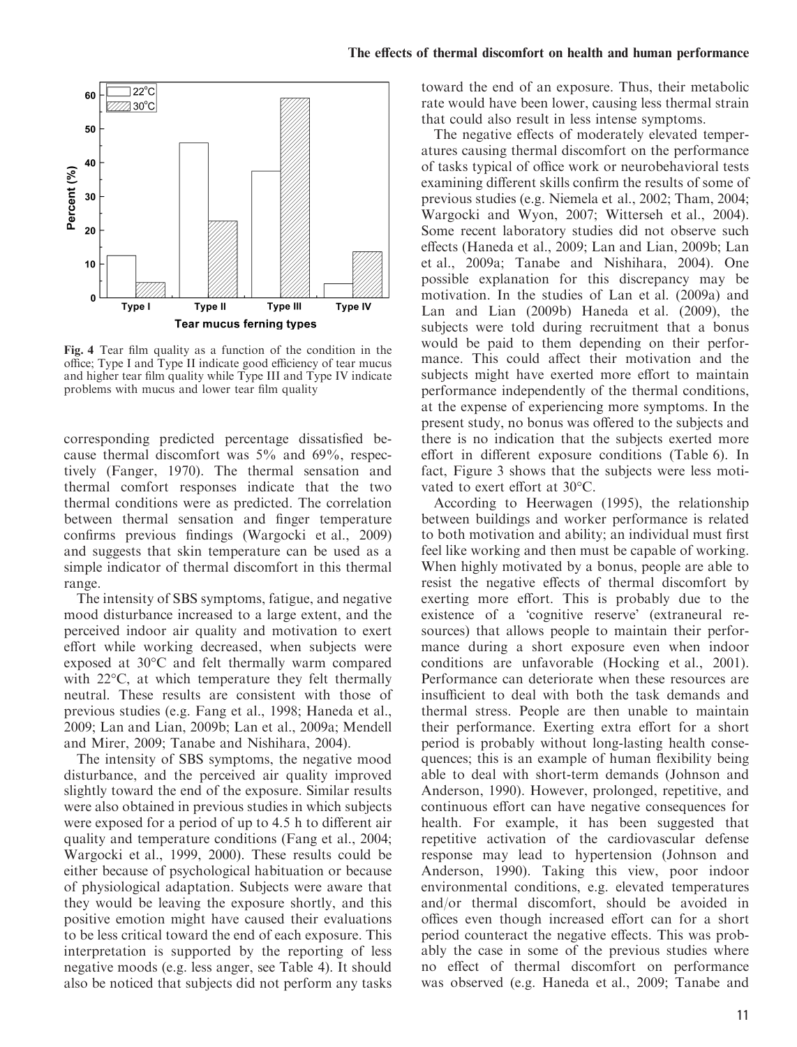Fig. 4 Tear film quality as a function of the condition in the office; Type I and Type II indicate good efficiency of tear mucus and higher tear film quality while Type III and Type IV indicate problems with mucus and lower tear film quality

corresponding predicted percentage dissatisfied because thermal discomfort was 5% and 69%, respectively (Fanger, 1970). The thermal sensation and thermal comfort responses indicate that the two thermal conditions were as predicted. The correlation between thermal sensation and finger temperature confirms previous findings (Wargocki et al., 2009) and suggests that skin temperature can be used as a simple indicator of thermal discomfort in this thermal range.

The intensity of SBS symptoms, fatigue, and negative mood disturbance increased to a large extent, and the perceived indoor air quality and motivation to exert effort while working decreased, when subjects were exposed at 30°C and felt thermally warm compared with 22°C, at which temperature they felt thermally neutral. These results are consistent with those of previous studies (e.g. Fang et al., 1998; Haneda et al., 2009; Lan and Lian, 2009b; Lan et al., 2009a; Mendell and Mirer, 2009; Tanabe and Nishihara, 2004).

The intensity of SBS symptoms, the negative mood disturbance, and the perceived air quality improved slightly toward the end of the exposure. Similar results were also obtained in previous studies in which subjects were exposed for a period of up to 4.5 h to different air quality and temperature conditions (Fang et al., 2004; Wargocki et al., 1999, 2000). These results could be either because of psychological habituation or because of physiological adaptation. Subjects were aware that they would be leaving the exposure shortly, and this positive emotion might have caused their evaluations to be less critical toward the end of each exposure. This interpretation is supported by the reporting of less negative moods (e.g. less anger, see Table 4). It should also be noticed that subjects did not perform any tasks toward the end of an exposure. Thus, their metabolic rate would have been lower, causing less thermal strain that could also result in less intense symptoms.

The negative effects of moderately elevated temperatures causing thermal discomfort on the performance of tasks typical of office work or neurobehavioral tests examining different skills confirm the results of some of previous studies (e.g. Niemela et al., 2002; Tham, 2004; Wargocki and Wyon, 2007; Witterseh et al., 2004). Some recent laboratory studies did not observe such effects (Haneda et al., 2009; Lan and Lian, 2009b; Lan et al., 2009a; Tanabe and Nishihara, 2004). One possible explanation for this discrepancy may be motivation. In the studies of Lan et al. (2009a) and Lan and Lian (2009b) Haneda et al. (2009), the subjects were told during recruitment that a bonus would be paid to them depending on their performance. This could affect their motivation and the subjects might have exerted more effort to maintain performance independently of the thermal conditions, at the expense of experiencing more symptoms. In the present study, no bonus was offered to the subjects and there is no indication that the subjects exerted more effort in different exposure conditions (Table 6). In fact, Figure 3 shows that the subjects were less motivated to exert effort at 30°C.

According to Heerwagen (1995), the relationship between buildings and worker performance is related to both motivation and ability; an individual must first feel like working and then must be capable of working. When highly motivated by a bonus, people are able to resist the negative effects of thermal discomfort by exerting more effort. This is probably due to the existence of a 'cognitive reserve' (extraneural resources) that allows people to maintain their performance during a short exposure even when indoor conditions are unfavorable (Hocking et al., 2001). Performance can deteriorate when these resources are insufficient to deal with both the task demands and thermal stress. People are then unable to maintain their performance. Exerting extra effort for a short period is probably without long-lasting health consequences; this is an example of human flexibility being able to deal with short-term demands (Johnson and Anderson, 1990). However, prolonged, repetitive, and continuous effort can have negative consequences for health. For example, it has been suggested that repetitive activation of the cardiovascular defense response may lead to hypertension (Johnson and Anderson, 1990). Taking this view, poor indoor environmental conditions, e.g. elevated temperatures and/or thermal discomfort, should be avoided in offices even though increased effort can for a short period counteract the negative effects. This was probably the case in some of the previous studies where no effect of thermal discomfort on performance was observed (e.g. Haneda et al., 2009; Tanabe and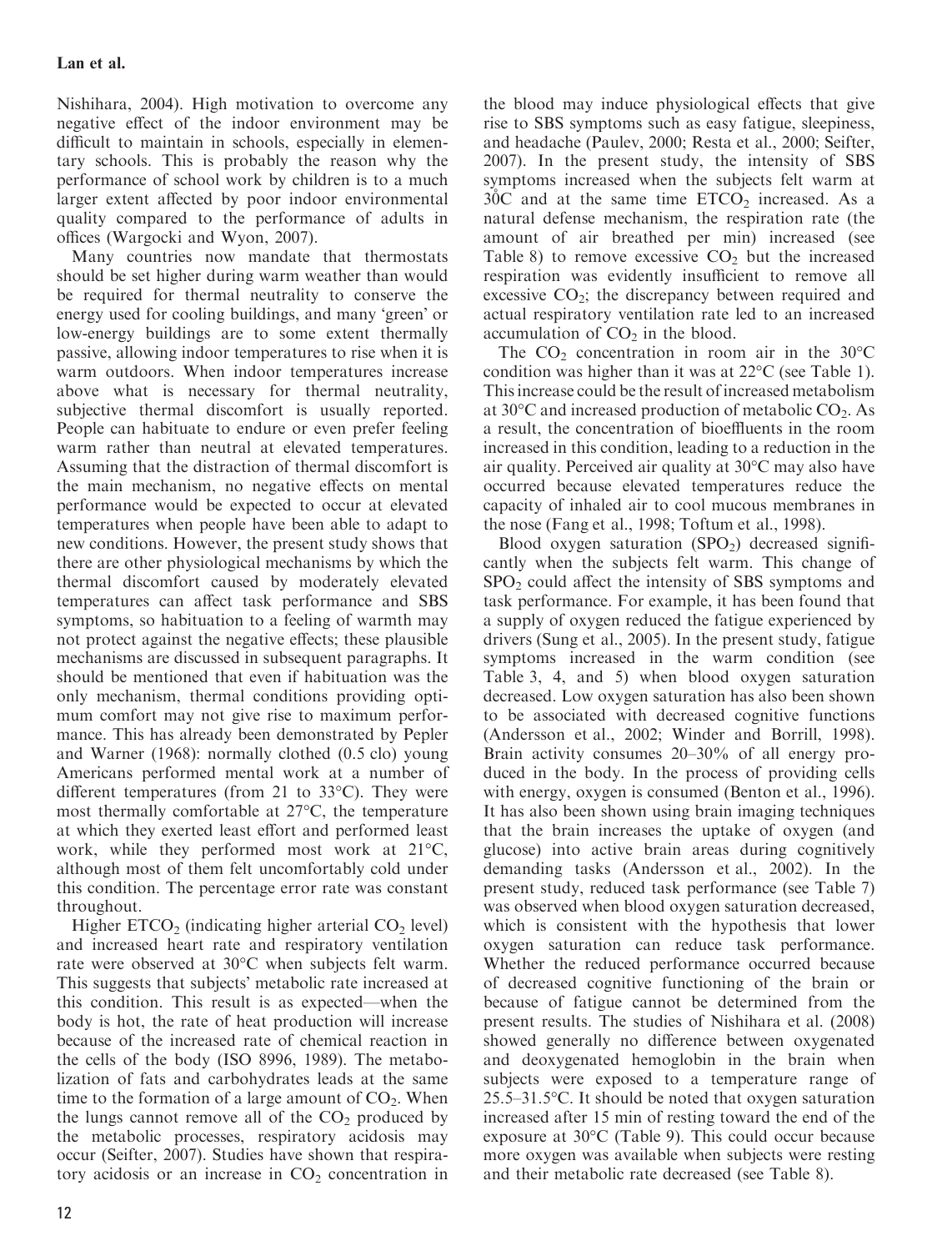Nishihara, 2004). High motivation to overcome any negative effect of the indoor environment may be difficult to maintain in schools, especially in elementary schools. This is probably the reason why the performance of school work by children is to a much larger extent affected by poor indoor environmental quality compared to the performance of adults in offices (Wargocki and Wyon, 2007).

Many countries now mandate that thermostats should be set higher during warm weather than would be required for thermal neutrality to conserve the energy used for cooling buildings, and many 'green' or low-energy buildings are to some extent thermally passive, allowing indoor temperatures to rise when it is warm outdoors. When indoor temperatures increase above what is necessary for thermal neutrality, subjective thermal discomfort is usually reported. People can habituate to endure or even prefer feeling warm rather than neutral at elevated temperatures. Assuming that the distraction of thermal discomfort is the main mechanism, no negative effects on mental performance would be expected to occur at elevated temperatures when people have been able to adapt to new conditions. However, the present study shows that there are other physiological mechanisms by which the thermal discomfort caused by moderately elevated temperatures can affect task performance and SBS symptoms, so habituation to a feeling of warmth may not protect against the negative effects; these plausible mechanisms are discussed in subsequent paragraphs. It should be mentioned that even if habituation was the only mechanism, thermal conditions providing optimum comfort may not give rise to maximum performance. This has already been demonstrated by Pepler and Warner (1968): normally clothed (0.5 clo) young Americans performed mental work at a number of different temperatures (from 21 to 33°C). They were most thermally comfortable at 27°C, the temperature at which they exerted least effort and performed least work, while they performed most work at 21°C, although most of them felt uncomfortably cold under this condition. The percentage error rate was constant throughout.

Higher $ETCO_2$ (indicating higher arterial $CO_2$ level) and increased heart rate and respiratory ventilation rate were observed at 30°C when subjects felt warm. This suggests that subjects' metabolic rate increased at this condition. This result is as expected—when the body is hot, the rate of heat production will increase because of the increased rate of chemical reaction in the cells of the body (ISO 8996, 1989). The metabolization of fats and carbohydrates leads at the same time to the formation of a large amount of $CO_2$. When the lungs cannot remove all of the $CO_2$ produced by the metabolic processes, respiratory acidosis may occur (Seifter, 2007). Studies have shown that respiratory acidosis or an increase in $CO_2$ concentration in the blood may induce physiological effects that give rise to SBS symptoms such as easy fatigue, sleepiness, and headache (Paulev, 2000; Resta et al., 2000; Seifter, 2007). In the present study, the intensity of SBS symptoms increased when the subjects felt warm at 30°C and at the same time $ETCO_2$ increased. As a natural defense mechanism, the respiration rate (the amount of air breathed per min) increased (see Table 8) to remove excessive $CO_2$ but the increased respiration was evidently insufficient to remove all excessive $CO_2$; the discrepancy between required and actual respiratory ventilation rate led to an increased accumulation of $CO_2$ in the blood.

The $CO_2$ concentration in room air in the 30°C condition was higher than it was at 22°C (see Table 1). This increase could be the result of increased metabolism at 30°C and increased production of metabolic $CO_2$. As a result, the concentration of bioeffluents in the room increased in this condition, leading to a reduction in the air quality. Perceived air quality at 30°C may also have occurred because elevated temperatures reduce the capacity of inhaled air to cool mucous membranes in the nose (Fang et al., 1998; Toftum et al., 1998).

Blood oxygen saturation ($SPO_2$) decreased significantly when the subjects felt warm. This change of $SPO_2$ could affect the intensity of SBS symptoms and task performance. For example, it has been found that a supply of oxygen reduced the fatigue experienced by drivers (Sung et al., 2005). In the present study, fatigue symptoms increased in the warm condition (see Table 3, 4, and 5) when blood oxygen saturation decreased. Low oxygen saturation has also been shown to be associated with decreased cognitive functions (Andersson et al., 2002; Winder and Borrill, 1998). Brain activity consumes 20–30% of all energy produced in the body. In the process of providing cells with energy, oxygen is consumed (Benton et al., 1996). It has also been shown using brain imaging techniques that the brain increases the uptake of oxygen (and glucose) into active brain areas during cognitively demanding tasks (Andersson et al., 2002). In the present study, reduced task performance (see Table 7) was observed when blood oxygen saturation decreased, which is consistent with the hypothesis that lower oxygen saturation can reduce task performance. Whether the reduced performance occurred because of decreased cognitive functioning of the brain or because of fatigue cannot be determined from the present results. The studies of Nishihara et al. (2008) showed generally no difference between oxygenated and deoxygenated hemoglobin in the brain when subjects were exposed to a temperature range of 25.5–31.5°C. It should be noted that oxygen saturation increased after 15 min of resting toward the end of the exposure at 30°C (Table 9). This could occur because more oxygen was available when subjects were resting and their metabolic rate decreased (see Table 8).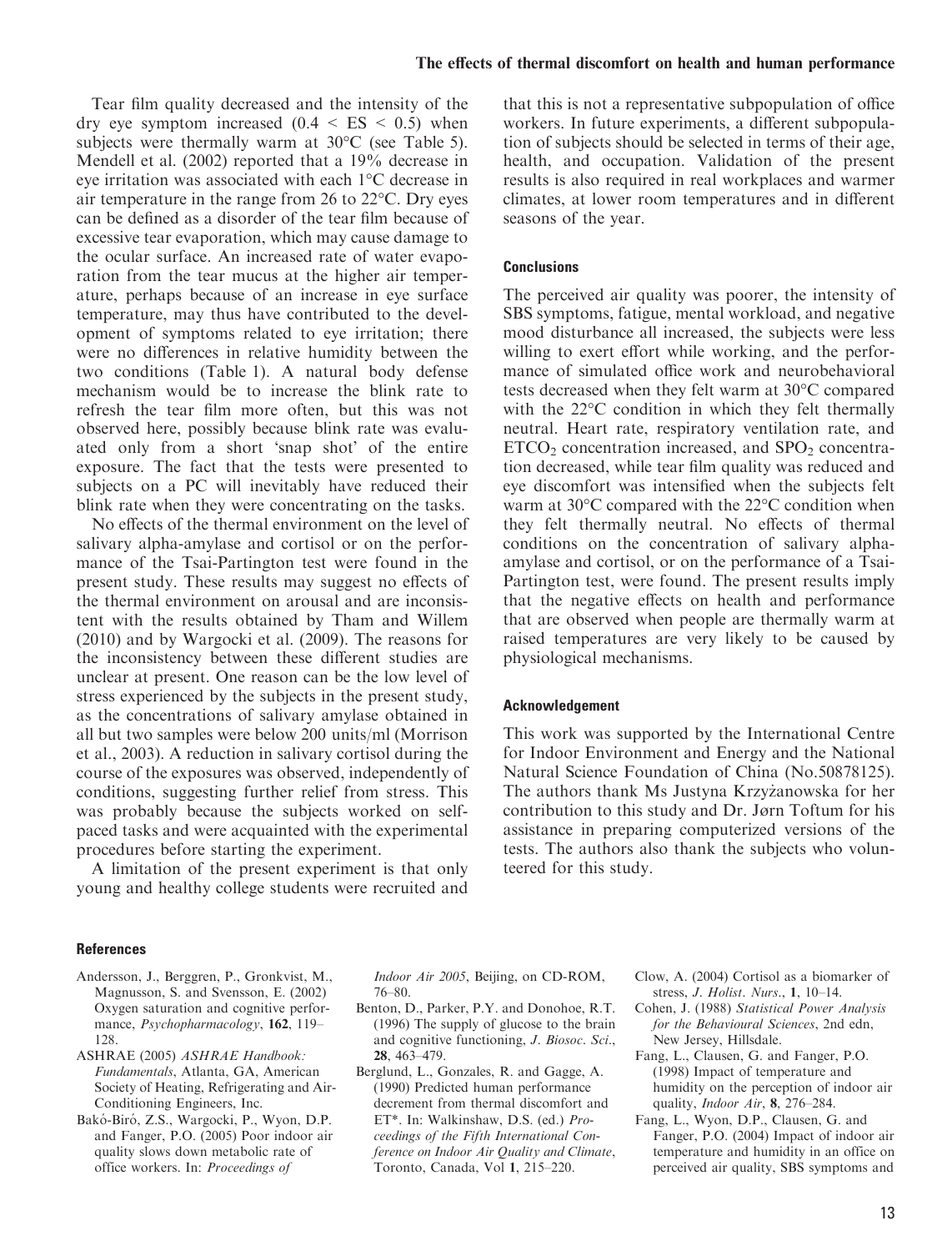Tear film quality decreased and the intensity of the dry eye symptom increased ($0.4 < ES < 0.5$) when subjects were thermally warm at 30°C (see Table 5). Mendell et al. (2002) reported that a 19% decrease in eye irritation was associated with each 1°C decrease in air temperature in the range from 26 to 22°C. Dry eyes can be defined as a disorder of the tear film because of excessive tear evaporation, which may cause damage to the ocular surface. An increased rate of water evaporation from the tear mucus at the higher air temperature, perhaps because of an increase in eye surface temperature, may thus have contributed to the development of symptoms related to eye irritation; there were no differences in relative humidity between the two conditions (Table 1). A natural body defense mechanism would be to increase the blink rate to refresh the tear film more often, but this was not observed here, possibly because blink rate was evaluated only from a short 'snap shot' of the entire exposure. The fact that the tests were presented to subjects on a PC will inevitably have reduced their blink rate when they were concentrating on the tasks.

No effects of the thermal environment on the level of salivary alpha-amylase and cortisol or on the performance of the Tsai-Partington test were found in the present study. These results may suggest no effects of the thermal environment on arousal and are inconsistent with the results obtained by Tham and Willem (2010) and by Wargocki et al. (2009). The reasons for the inconsistency between these different studies are unclear at present. One reason can be the low level of stress experienced by the subjects in the present study, as the concentrations of salivary amylase obtained in all but two samples were below 200 units/ml (Morrison et al., 2003). A reduction in salivary cortisol during the course of the exposures was observed, independently of conditions, suggesting further relief from stress. This was probably because the subjects worked on self-paced tasks and were acquainted with the experimental procedures before starting the experiment.

A limitation of the present experiment is that only young and healthy college students were recruited and that this is not a representative subpopulation of office workers. In future experiments, a different subpopulation of subjects should be selected in terms of their age, health, and occupation. Validation of the present results is also required in real workplaces and warmer climates, at lower room temperatures and in different seasons of the year.

## Conclusions

The perceived air quality was poorer, the intensity of SBS symptoms, fatigue, mental workload, and negative mood disturbance all increased, the subjects were less willing to exert effort while working, and the performance of simulated office work and neurobehavioral tests decreased when they felt warm at 30°C compared with the 22°C condition in which they felt thermally neutral. Heart rate, respiratory ventilation rate, and $ETCO_2$ concentration increased, and $SPO_2$ concentration decreased, while tear film quality was reduced and eye discomfort was intensified when the subjects felt warm at 30°C compared with the 22°C condition when they felt thermally neutral. No effects of thermal conditions on the concentration of salivary alpha-amylase and cortisol, or on the performance of a Tsai-Partington test, were found. The present results imply that the negative effects on health and performance that are observed when people are thermally warm at raised temperatures are very likely to be caused by physiological mechanisms.

## Acknowledgement

This work was supported by the International Centre for Indoor Environment and Energy and the National Natural Science Foundation of China (No.50878125). The authors thank Ms Justyna Krzyżanowska for her contribution to this study and Dr. Jørn Toftum for his assistance in preparing computerized versions of the tests. The authors also thank the subjects who volunteered for this study.

## References

- Andersson, J., Berggren, P., Gronkvist, M., Magnusson, S. and Svensson, E. (2002) Oxygen saturation and cognitive performance, *Psychopharmacology*, **162**, 119–128.
- ASHRAE (2005) *ASHRAE Handbook: Fundamentals*, Atlanta, GA, American Society of Heating, Refrigerating and Air-Conditioning Engineers, Inc.
- Bakó-Biró, Z.S., Wargocki, P., Wyon, D.P. and Fanger, P.O. (2005) Poor indoor air quality slows down metabolic rate of office workers. In: *Proceedings of Indoor Air 2005*, Beijing, on CD-ROM, 76–80.
- Benton, D., Parker, P.Y. and Donohoe, R.T. (1996) The supply of glucose to the brain and cognitive functioning, *J. Biosoc. Sci.*, **28**, 463–479.
- Berglund, L., Gonzales, R. and Gagge, A. (1990) Predicted human performance decrement from thermal discomfort and ET*. In: Walkinshaw, D.S. (ed.) *Proceedings of the Fifth International Conference on Indoor Air Quality and Climate*, Toronto, Canada, Vol **1**, 215–220.
- Clow, A. (2004) Cortisol as a biomarker of stress, *J. Holist. Nurs.*, **1**, 10–14.
- Cohen, J. (1988) *Statistical Power Analysis for the Behavioural Sciences*, 2nd edn, New Jersey, Hillsdale.
- Fang, L., Clausen, G. and Fanger, P.O. (1998) Impact of temperature and humidity on the perception of indoor air quality, *Indoor Air*, **8**, 276–284.
- Fang, L., Wyon, D.P., Clausen, G. and Fanger, P.O. (2004) Impact of indoor air temperature and humidity in an office on perceived air quality, SBS symptoms and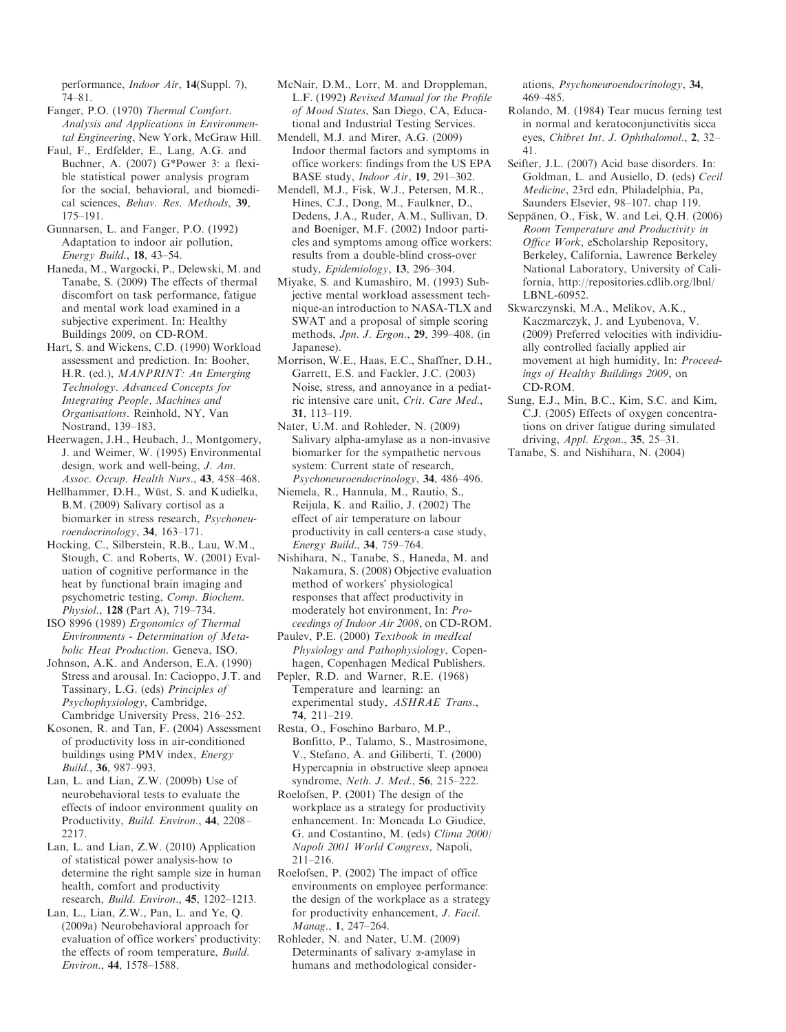performance, *Indoor Air*, **14**(Suppl. 7), 74–81.

Fanger, P.O. (1970) *Thermal Comfort. Analysis and Applications in Environmental Engineering*, New York, McGraw Hill.

Faul, F., Erdfelder, E., Lang, A.G. and Buchner, A. (2007) G*Power 3: a flexible statistical power analysis program for the social, behavioral, and biomedical sciences, *Behav. Res. Methods*, **39**, 175–191.

Gunnarsen, L. and Fanger, P.O. (1992) Adaptation to indoor air pollution, *Energy Build.*, **18**, 43–54.

Haneda, M., Wargocki, P., Delewski, M. and Tanabe, S. (2009) The effects of thermal discomfort on task performance, fatigue and mental work load examined in a subjective experiment. In: Healthy Buildings 2009, on CD-ROM.

Hart, S. and Wickens, C.D. (1990) Workload assessment and prediction. In: Booher, H.R. (ed.), *MANPRINT: An Emerging Technology. Advanced Concepts for Integrating People, Machines and Organisations*. Reinhold, NY, Van Nostrand, 139–183.

Heerwagen, J.H., Heubach, J., Montgomery, J. and Weimer, W. (1995) Environmental design, work and well-being, *J. Am. Assoc. Occup. Health Nurs.*, **43**, 458–468.

Hellhammer, D.H., Wüst, S. and Kudielka, B.M. (2009) Salivary cortisol as a biomarker in stress research, *Psychoneuroendocrinology*, **34**, 163–171.

Hocking, C., Silberstein, R.B., Lau, W.M., Stough, C. and Roberts, W. (2001) Evaluation of cognitive performance in the heat by functional brain imaging and psychometric testing, *Comp. Biochem. Physiol.*, **128** (Part A), 719–734.

ISO 8996 (1989) *Ergonomics of Thermal Environments - Determination of Metabolic Heat Production*. Geneva, ISO.

Johnson, A.K. and Anderson, E.A. (1990) Stress and arousal. In: Cacioppo, J.T. and Tassinary, L.G. (eds) *Principles of Psychophysiology*, Cambridge, Cambridge University Press, 216–252.

Kosonen, R. and Tan, F. (2004) Assessment of productivity loss in air-conditioned buildings using PMV index, *Energy Build.*, **36**, 987–993.

Lan, L. and Lian, Z.W. (2009b) Use of neurobehavioral tests to evaluate the effects of indoor environment quality on Productivity, *Build. Environ.*, **44**, 2208–2217.

Lan, L. and Lian, Z.W. (2010) Application of statistical power analysis-how to determine the right sample size in human health, comfort and productivity research, *Build. Environ.*, **45**, 1202–1213.

Lan, L., Lian, Z.W., Pan, L. and Ye, Q. (2009a) Neurobehavioral approach for evaluation of office workers' productivity: the effects of room temperature, *Build. Environ.*, **44**, 1578–1588.

McNair, D.M., Lorr, M. and Droppleman, L.F. (1992) *Revised Manual for the Profile of Mood States*, San Diego, CA, Educational and Industrial Testing Services.

Mendell, M.J. and Mirer, A.G. (2009) Indoor thermal factors and symptoms in office workers: findings from the US EPA BASE study, *Indoor Air*, **19**, 291–302.

Mendell, M.J., Fisk, W.J., Petersen, M.R., Hines, C.J., Dong, M., Faulkner, D., Dedens, J.A., Ruder, A.M., Sullivan, D. and Boeniger, M.F. (2002) Indoor particles and symptoms among office workers: results from a double-blind cross-over study, *Epidemiology*, **13**, 296–304.

Miyake, S. and Kumashiro, M. (1993) Subjective mental workload assessment technique-an introduction to NASA-TLX and SWAT and a proposal of simple scoring methods, *Jpn. J. Ergon.*, **29**, 399–408. (in Japanese).

Morrison, W.E., Haas, E.C., Shaffner, D.H., Garrett, E.S. and Fackler, J.C. (2003) Noise, stress, and annoyance in a pediatric intensive care unit, *Crit. Care Med.*, **31**, 113–119.

Nater, U.M. and Rohleder, N. (2009) Salivary alpha-amylase as a non-invasive biomarker for the sympathetic nervous system: Current state of research, *Psychoneuroendocrinology*, **34**, 486–496.

Niemela, R., Hannula, M., Rautio, S., Reijula, K. and Railio, J. (2002) The effect of air temperature on labour productivity in call centers-a case study, *Energy Build.*, **34**, 759–764.

Nishihara, N., Tanabe, S., Haneda, M. and Nakamura, S. (2008) Objective evaluation method of workers' physiological responses that affect productivity in moderately hot environment, In: *Proceedings of Indoor Air 2008*, on CD-ROM.

Paulev, P.E. (2000) *Textbook in medIcal Physiology and Pathophysiology*, Copenhagen, Copenhagen Medical Publishers.

Pepler, R.D. and Warner, R.E. (1968) Temperature and learning: an experimental study, *ASHRAE Trans.*, **74**, 211–219.

Resta, O., Foschino Barbaro, M.P., Bonfitto, P., Talamo, S., Mastrosimone, V., Stefano, A. and Giliberti, T. (2000) Hypercapnia in obstructive sleep apnoea syndrome, *Neth. J. Med.*, **56**, 215–222.

Roelofsen, P. (2001) The design of the workplace as a strategy for productivity enhancement. In: Moncada Lo Giudice, G. and Costantino, M. (eds) *Clima 2000/Napoli 2001 World Congress*, Napoli, 211–216.

Roelofsen, P. (2002) The impact of office environments on employee performance: the design of the workplace as a strategy for productivity enhancement, *J. Facil. Manag.*, **1**, 247–264.

Rohleder, N. and Nater, U.M. (2009) Determinants of salivary α-amylase in humans and methodological considerations, *Psychoneuroendocrinology*, **34**, 469–485.

Rolando, M. (1984) Tear mucus ferning test in normal and keratoconjunctivitis sicca eyes, *Chibret Int. J. Ophthalomol.*, **2**, 32–41.

Seifter, J.L. (2007) Acid base disorders. In: Goldman, L. and Ausiello, D. (eds) *Cecil Medicine*, 23rd edn, Philadelphia, Pa, Saunders Elsevier, 98–107. chap 119.

Seppänen, O., Fisk, W. and Lei, Q.H. (2006) *Room Temperature and Productivity in Office Work*, eScholarship Repository, Berkeley, California, Lawrence Berkeley National Laboratory, University of California, http://repositories.cdlib.org/lbnl/LBNL-60952.

Skwarczynski, M.A., Melikov, A.K., Kaczmarczyk, J. and Lyubenova, V. (2009) Preferred velocities with individiually controlled facially applied air movement at high humidity, In: *Proceedings of Healthy Buildings 2009*, on CD-ROM.

Sung, E.J., Min, B.C., Kim, S.C. and Kim, C.J. (2005) Effects of oxygen concentrations on driver fatigue during simulated driving, *Appl. Ergon.*, **35**, 25–31.

Tanabe, S. and Nishihara, N. (2004)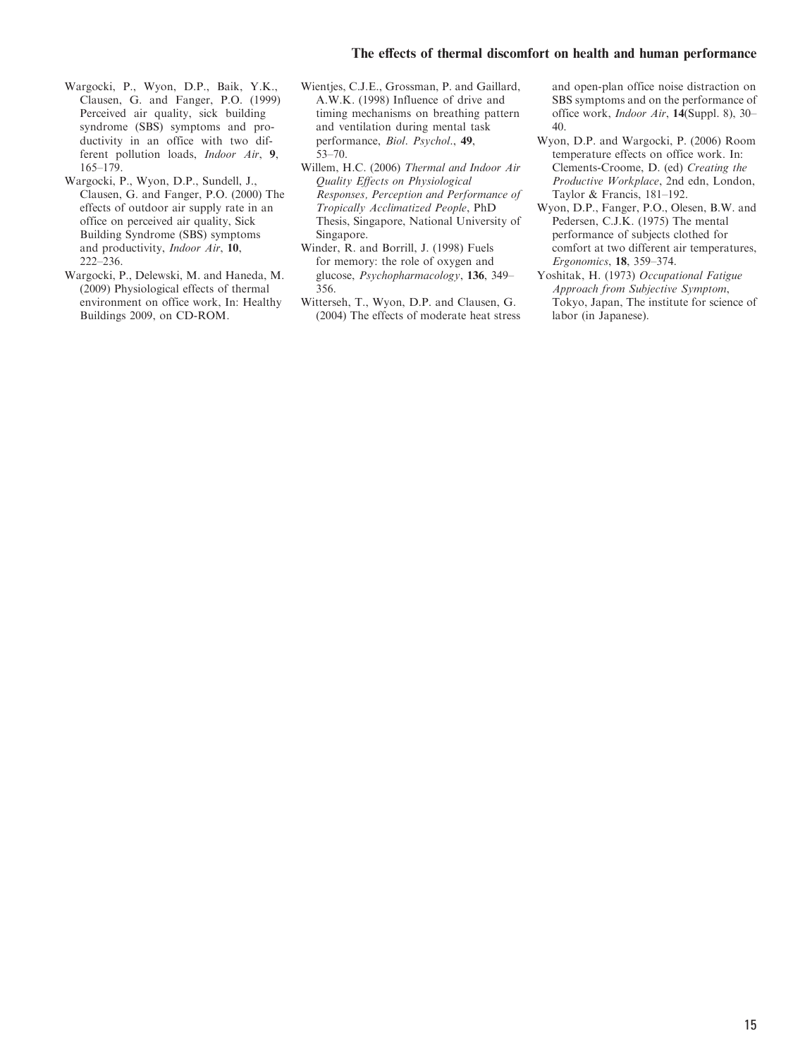Wargocki, P., Wyon, D.P., Baik, Y.K., Clausen, G. and Fanger, P.O. (1999) Perceived air quality, sick building syndrome (SBS) symptoms and productivity in an office with two different pollution loads, *Indoor Air*, **9**, 165–179.

Wargocki, P., Wyon, D.P., Sundell, J., Clausen, G. and Fanger, P.O. (2000) The effects of outdoor air supply rate in an office on perceived air quality, Sick Building Syndrome (SBS) symptoms and productivity, *Indoor Air*, **10**, 222–236.

Wargocki, P., Delewski, M. and Haneda, M. (2009) Physiological effects of thermal environment on office work, In: Healthy Buildings 2009, on CD-ROM.

Wientjes, C.J.E., Grossman, P. and Gaillard, A.W.K. (1998) Influence of drive and timing mechanisms on breathing pattern and ventilation during mental task performance, *Biol. Psychol.*, **49**, 53–70.

Willem, H.C. (2006) *Thermal and Indoor Air Quality Effects on Physiological Responses, Perception and Performance of Tropically Acclimatized People*, PhD Thesis, Singapore, National University of Singapore.

Winder, R. and Borrill, J. (1998) Fuels for memory: the role of oxygen and glucose, *Psychopharmacology*, **136**, 349–356.

Witterseh, T., Wyon, D.P. and Clausen, G. (2004) The effects of moderate heat stress and open-plan office noise distraction on SBS symptoms and on the performance of office work, *Indoor Air*, **14**(Suppl. 8), 30–40.

Wyon, D.P. and Wargocki, P. (2006) Room temperature effects on office work. In: Clements-Croome, D. (ed) *Creating the Productive Workplace*, 2nd edn, London, Taylor & Francis, 181–192.

Wyon, D.P., Fanger, P.O., Olesen, B.W. and Pedersen, C.J.K. (1975) The mental performance of subjects clothed for comfort at two different air temperatures, *Ergonomics*, **18**, 359–374.

Yoshitak, H. (1973) *Occupational Fatigue Approach from Subjective Symptom*, Tokyo, Japan, The institute for science of labor (in Japanese).